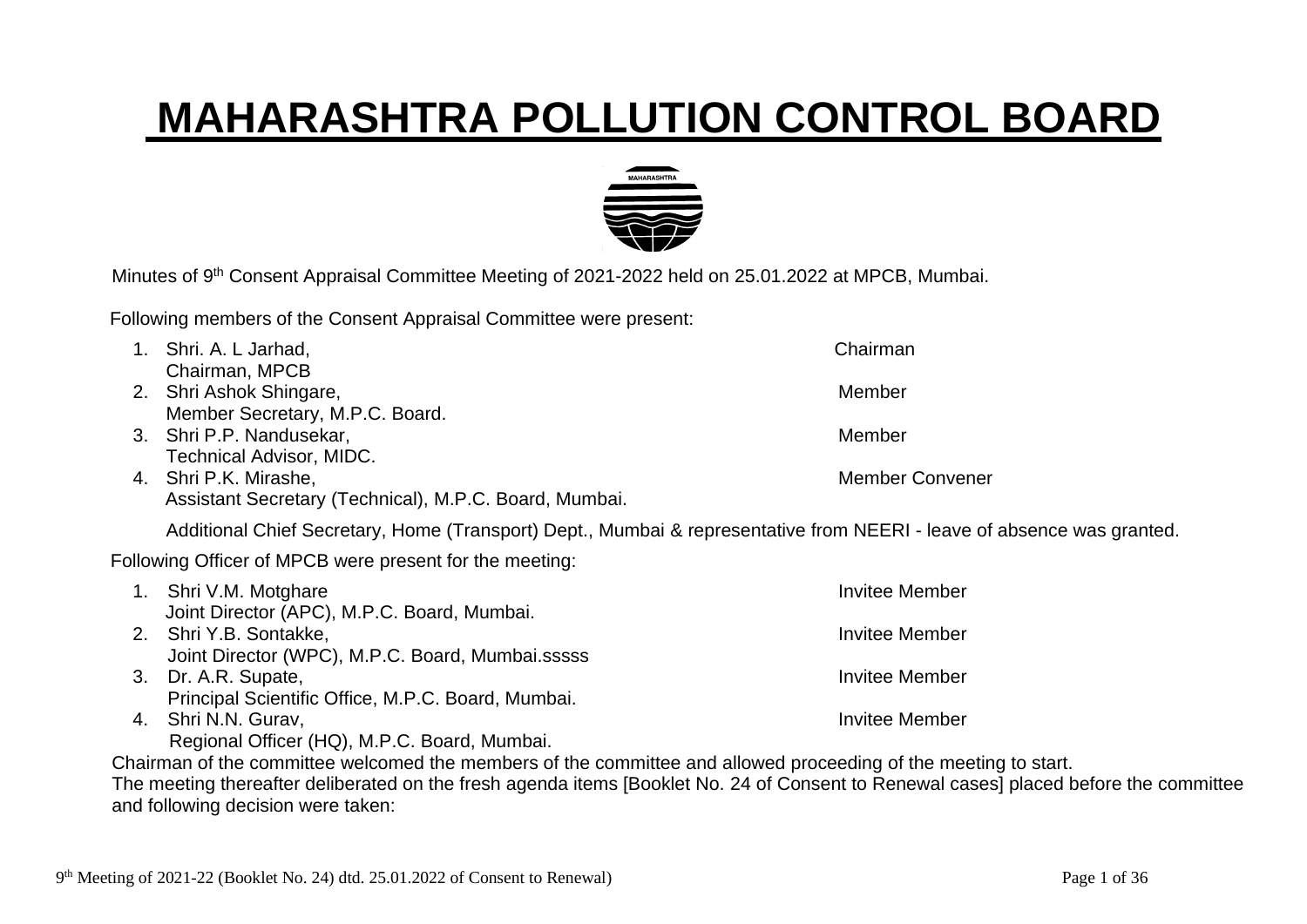# MAHARASHTRA POLLUTION CONTROL BOARD

Minutes of 9th Consent Appraisal Committee Meeting of 2021-2022 held on 25.01.2022 at MPCB, Mumbai.

Following members of the Consent Appraisal Committee were present:

1. Shri. A. L Jarhad, Chairman, MPCB — Chairman
2. Shri Ashok Shingare, Member Secretary, M.P.C. Board. — Member
3. Shri P.P. Nandusekar, Technical Advisor, MIDC. — Member
4. Shri P.K. Mirashe, Assistant Secretary (Technical), M.P.C. Board, Mumbai. — Member Convener

Additional Chief Secretary, Home (Transport) Dept., Mumbai & representative from NEERI - leave of absence was granted.

Following Officer of MPCB were present for the meeting:

1. Shri V.M. Motghare, Joint Director (APC), M.P.C. Board, Mumbai. — Invitee Member
2. Shri Y.B. Sontakke, Joint Director (WPC), M.P.C. Board, Mumbai.sssss — Invitee Member
3. Dr. A.R. Supate, Principal Scientific Office, M.P.C. Board, Mumbai. — Invitee Member
4. Shri N.N. Gurav, Regional Officer (HQ), M.P.C. Board, Mumbai. — Invitee Member

Chairman of the committee welcomed the members of the committee and allowed proceeding of the meeting to start.

The meeting thereafter deliberated on the fresh agenda items [Booklet No. 24 of Consent to Renewal cases] placed before the committee and following decision were taken: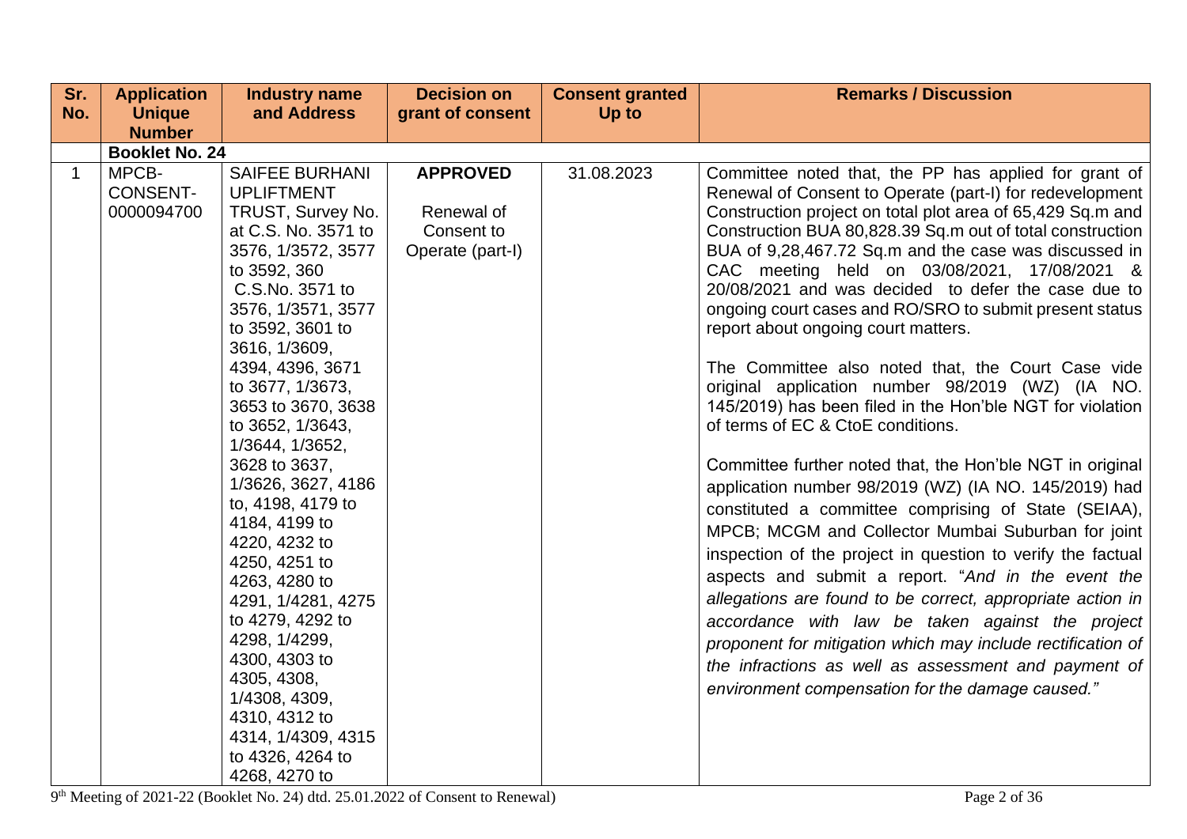| Sr. No. | Application Unique Number | Industry name and Address | Decision on grant of consent | Consent granted Up to | Remarks / Discussion |
|---|---|---|---|---|---|
| | **Booklet No. 24** | | | | |
| 1 | MPCB-CONSENT-0000094700 | SAIFEE BURHANI UPLIFTMENT TRUST, Survey No. at C.S. No. 3571 to 3576, 1/3572, 3577 to 3592, 360 C.S.No. 3571 to 3576, 1/3571, 3577 to 3592, 3601 to 3616, 1/3609, 4394, 4396, 3671 to 3677, 1/3673, 3653 to 3670, 3638 to 3652, 1/3643, 1/3644, 1/3652, 3628 to 3637, 1/3626, 3627, 4186 to, 4198, 4179 to 4184, 4199 to 4220, 4232 to 4250, 4251 to 4263, 4280 to 4291, 1/4281, 4275 to 4279, 4292 to 4298, 1/4299, 4300, 4303 to 4305, 4308, 1/4308, 4309, 4310, 4312 to 4314, 1/4309, 4315 to 4326, 4264 to 4268, 4270 to | **APPROVED** Renewal of Consent to Operate (part-I) | 31.08.2023 | Committee noted that, the PP has applied for grant of Renewal of Consent to Operate (part-I) for redevelopment Construction project on total plot area of 65,429 Sq.m and Construction BUA 80,828.39 Sq.m out of total construction BUA of 9,28,467.72 Sq.m and the case was discussed in CAC meeting held on 03/08/2021, 17/08/2021 & 20/08/2021 and was decided to defer the case due to ongoing court cases and RO/SRO to submit present status report about ongoing court matters.<br><br>The Committee also noted that, the Court Case vide original application number 98/2019 (WZ) (IA NO. 145/2019) has been filed in the Hon'ble NGT for violation of terms of EC & CtoE conditions.<br><br>Committee further noted that, the Hon'ble NGT in original application number 98/2019 (WZ) (IA NO. 145/2019) had constituted a committee comprising of State (SEIAA), MPCB; MCGM and Collector Mumbai Suburban for joint inspection of the project in question to verify the factual aspects and submit a report. "*And in the event the allegations are found to be correct, appropriate action in accordance with law be taken against the project proponent for mitigation which may include rectification of the infractions as well as assessment and payment of environment compensation for the damage caused.*" |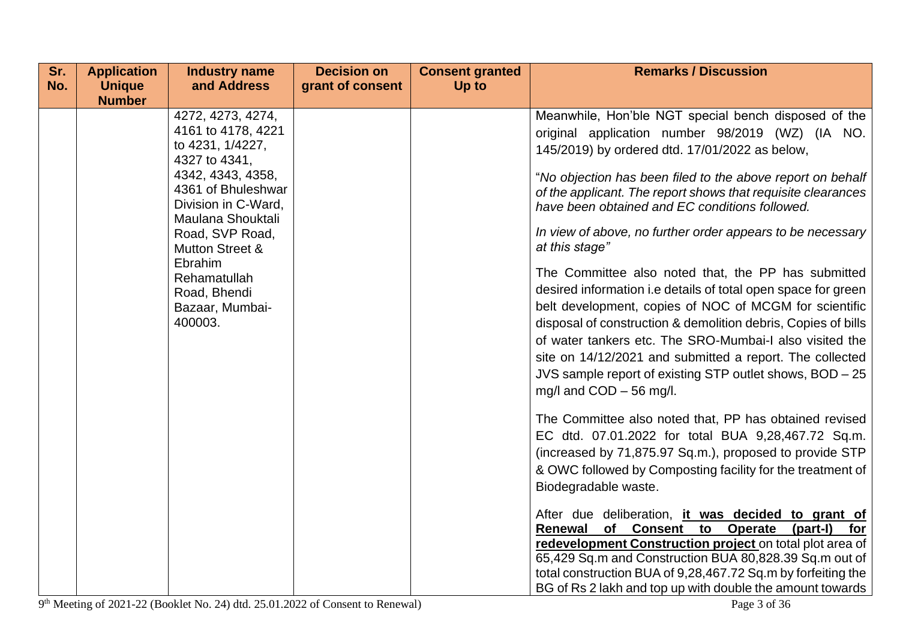| Sr. No. | Application Unique Number | Industry name and Address | Decision on grant of consent | Consent granted Up to | Remarks / Discussion |
|---|---|---|---|---|---|
| | | 4272, 4273, 4274, 4161 to 4178, 4221 to 4231, 1/4227, 4327 to 4341, 4342, 4343, 4358, 4361 of Bhuleshwar Division in C-Ward, Maulana Shouktali Road, SVP Road, Mutton Street & Ebrahim Rehamatullah Road, Bhendi Bazaar, Mumbai-400003. | | | Meanwhile, Hon'ble NGT special bench disposed of the original application number 98/2019 (WZ) (IA NO. 145/2019) by ordered dtd. 17/01/2022 as below,<br><br>"*No objection has been filed to the above report on behalf of the applicant. The report shows that requisite clearances have been obtained and EC conditions followed.*<br><br>*In view of above, no further order appears to be necessary at this stage*"<br><br>The Committee also noted that, the PP has submitted desired information i.e details of total open space for green belt development, copies of NOC of MCGM for scientific disposal of construction & demolition debris, Copies of bills of water tankers etc. The SRO-Mumbai-I also visited the site on 14/12/2021 and submitted a report. The collected JVS sample report of existing STP outlet shows, BOD – 25 mg/l and COD – 56 mg/l.<br><br>The Committee also noted that, PP has obtained revised EC dtd. 07.01.2022 for total BUA 9,28,467.72 Sq.m. (increased by 71,875.97 Sq.m.), proposed to provide STP & OWC followed by Composting facility for the treatment of Biodegradable waste.<br><br>After due deliberation, **it was decided to grant of Renewal of Consent to Operate (part-I) for redevelopment Construction project** on total plot area of 65,429 Sq.m and Construction BUA 80,828.39 Sq.m out of total construction BUA of 9,28,467.72 Sq.m by forfeiting the BG of Rs 2 lakh and top up with double the amount towards |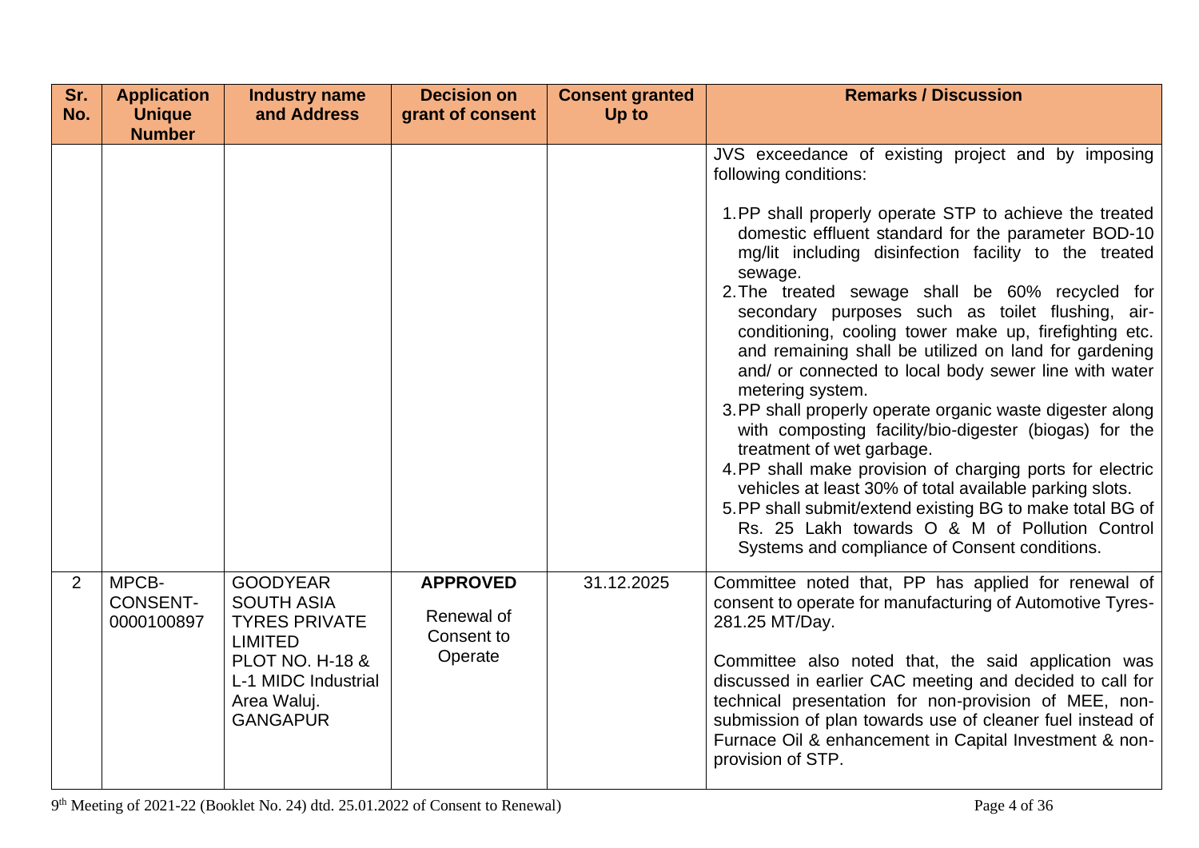| Sr. No. | Application Unique Number | Industry name and Address | Decision on grant of consent | Consent granted Up to | Remarks / Discussion |
|---|---|---|---|---|---|
| | | | | | JVS exceedance of existing project and by imposing following conditions:<br><br>1. PP shall properly operate STP to achieve the treated domestic effluent standard for the parameter BOD-10 mg/lit including disinfection facility to the treated sewage.<br>2. The treated sewage shall be 60% recycled for secondary purposes such as toilet flushing, air-conditioning, cooling tower make up, firefighting etc. and remaining shall be utilized on land for gardening and/ or connected to local body sewer line with water metering system.<br>3. PP shall properly operate organic waste digester along with composting facility/bio-digester (biogas) for the treatment of wet garbage.<br>4. PP shall make provision of charging ports for electric vehicles at least 30% of total available parking slots.<br>5. PP shall submit/extend existing BG to make total BG of Rs. 25 Lakh towards O & M of Pollution Control Systems and compliance of Consent conditions. |
| 2 | MPCB-CONSENT-0000100897 | GOODYEAR SOUTH ASIA TYRES PRIVATE LIMITED<br>PLOT NO. H-18 & L-1 MIDC Industrial Area Waluj. GANGAPUR | **APPROVED**<br>Renewal of Consent to Operate | 31.12.2025 | Committee noted that, PP has applied for renewal of consent to operate for manufacturing of Automotive Tyres-281.25 MT/Day.<br><br>Committee also noted that, the said application was discussed in earlier CAC meeting and decided to call for technical presentation for non-provision of MEE, non-submission of plan towards use of cleaner fuel instead of Furnace Oil & enhancement in Capital Investment & non-provision of STP. |

9[th] Meeting of 2021-22 (Booklet No. 24) dtd. 25.01.2022 of Consent to Renewal)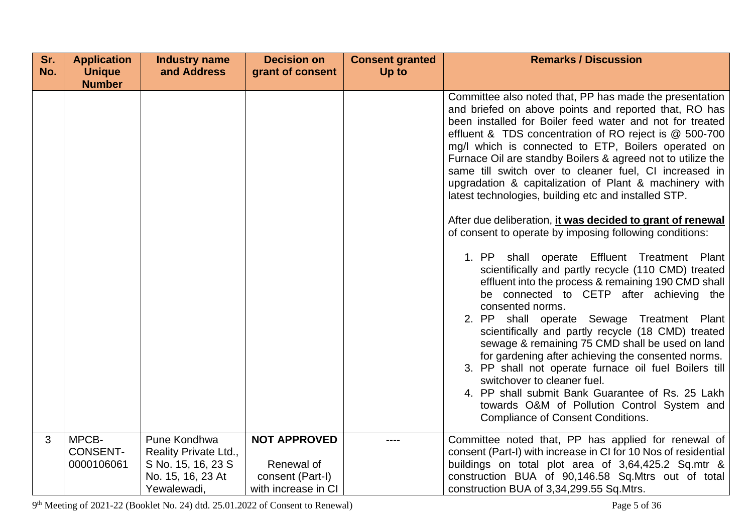| Sr. No. | Application Unique Number | Industry name and Address | Decision on grant of consent | Consent granted Up to | Remarks / Discussion |
|---|---|---|---|---|---|
| | | | | | Committee also noted that, PP has made the presentation and briefed on above points and reported that, RO has been installed for Boiler feed water and not for treated effluent & TDS concentration of RO reject is @ 500-700 mg/l which is connected to ETP, Boilers operated on Furnace Oil are standby Boilers & agreed not to utilize the same till switch over to cleaner fuel, CI increased in upgradation & capitalization of Plant & machinery with latest technologies, building etc and installed STP.<br><br>After due deliberation, **it was decided to grant of renewal** of consent to operate by imposing following conditions:<br><br>1. PP shall operate Effluent Treatment Plant scientifically and partly recycle (110 CMD) treated effluent into the process & remaining 190 CMD shall be connected to CETP after achieving the consented norms.<br>2. PP shall operate Sewage Treatment Plant scientifically and partly recycle (18 CMD) treated sewage & remaining 75 CMD shall be used on land for gardening after achieving the consented norms.<br>3. PP shall not operate furnace oil fuel Boilers till switchover to cleaner fuel.<br>4. PP shall submit Bank Guarantee of Rs. 25 Lakh towards O&M of Pollution Control System and Compliance of Consent Conditions. |
| 3 | MPCB-CONSENT-0000106061 | Pune Kondhwa Reality Private Ltd., S No. 15, 16, 23 S No. 15, 16, 23 At Yewalewadi, | **NOT APPROVED**<br><br>Renewal of consent (Part-I) with increase in CI | ---- | Committee noted that, PP has applied for renewal of consent (Part-I) with increase in CI for 10 Nos of residential buildings on total plot area of 3,64,425.2 Sq.mtr & construction BUA of 90,146.58 Sq.Mtrs out of total construction BUA of 3,34,299.55 Sq.Mtrs. |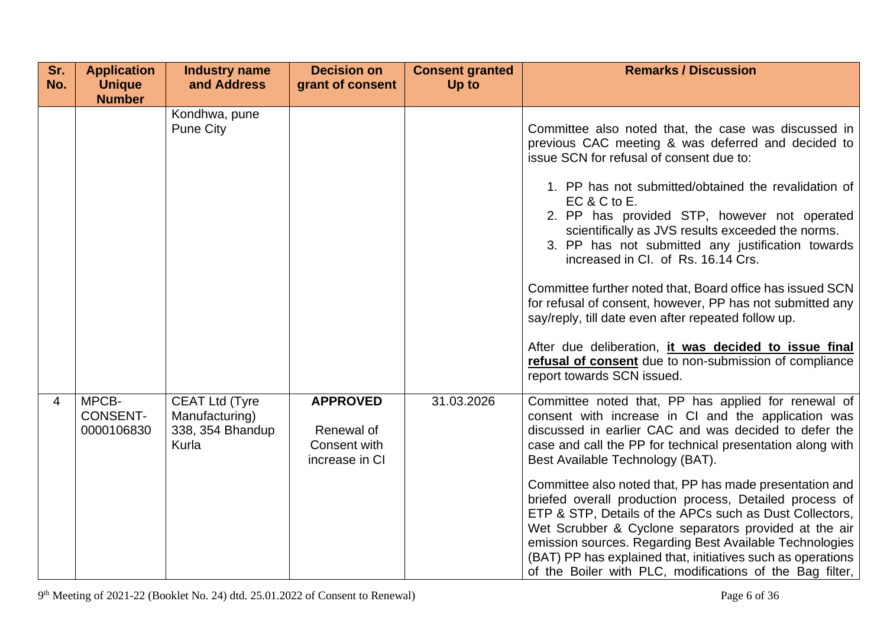| Sr. No. | Application Unique Number | Industry name and Address | Decision on grant of consent | Consent granted Up to | Remarks / Discussion |
|---|---|---|---|---|---|
| | | Kondhwa, pune Pune City | | | Committee also noted that, the case was discussed in previous CAC meeting & was deferred and decided to issue SCN for refusal of consent due to:<br><br>1. PP has not submitted/obtained the revalidation of EC & C to E.<br>2. PP has provided STP, however not operated scientifically as JVS results exceeded the norms.<br>3. PP has not submitted any justification towards increased in CI. of Rs. 16.14 Crs.<br><br>Committee further noted that, Board office has issued SCN for refusal of consent, however, PP has not submitted any say/reply, till date even after repeated follow up.<br><br>After due deliberation, **it was decided to issue final refusal of consent** due to non-submission of compliance report towards SCN issued. |
| 4 | MPCB-CONSENT-0000106830 | CEAT Ltd (Tyre Manufacturing) 338, 354 Bhandup Kurla | **APPROVED**<br><br>Renewal of Consent with increase in CI | 31.03.2026 | Committee noted that, PP has applied for renewal of consent with increase in CI and the application was discussed in earlier CAC and was decided to defer the case and call the PP for technical presentation along with Best Available Technology (BAT).<br><br>Committee also noted that, PP has made presentation and briefed overall production process, Detailed process of ETP & STP, Details of the APCs such as Dust Collectors, Wet Scrubber & Cyclone separators provided at the air emission sources. Regarding Best Available Technologies (BAT) PP has explained that, initiatives such as operations of the Boiler with PLC, modifications of the Bag filter, |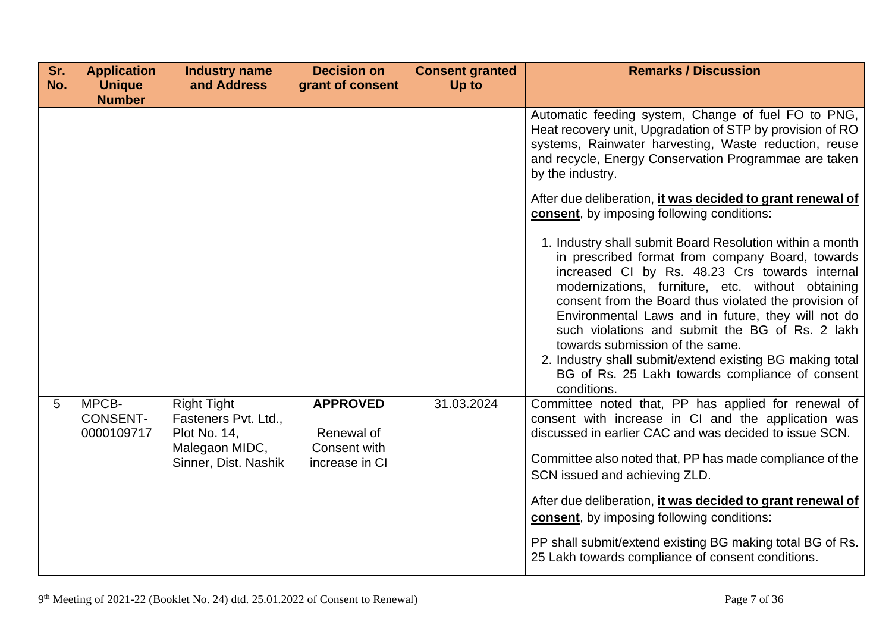| Sr. No. | Application Unique Number | Industry name and Address | Decision on grant of consent | Consent granted Up to | Remarks / Discussion |
|---|---|---|---|---|---|
| | | | | | Automatic feeding system, Change of fuel FO to PNG, Heat recovery unit, Upgradation of STP by provision of RO systems, Rainwater harvesting, Waste reduction, reuse and recycle, Energy Conservation Programmae are taken by the industry.<br><br>After due deliberation, **<u>it was decided to grant renewal of consent</u>**, by imposing following conditions:<br><br>1. Industry shall submit Board Resolution within a month in prescribed format from company Board, towards increased CI by Rs. 48.23 Crs towards internal modernizations, furniture, etc. without obtaining consent from the Board thus violated the provision of Environmental Laws and in future, they will not do such violations and submit the BG of Rs. 2 lakh towards submission of the same.<br>2. Industry shall submit/extend existing BG making total BG of Rs. 25 Lakh towards compliance of consent conditions. |
| 5 | MPCB-CONSENT-0000109717 | Right Tight Fasteners Pvt. Ltd., Plot No. 14, Malegaon MIDC, Sinner, Dist. Nashik | **APPROVED**<br><br>Renewal of Consent with increase in CI | 31.03.2024 | Committee noted that, PP has applied for renewal of consent with increase in CI and the application was discussed in earlier CAC and was decided to issue SCN.<br><br>Committee also noted that, PP has made compliance of the SCN issued and achieving ZLD.<br><br>After due deliberation, **<u>it was decided to grant renewal of consent</u>**, by imposing following conditions:<br><br>PP shall submit/extend existing BG making total BG of Rs. 25 Lakh towards compliance of consent conditions. |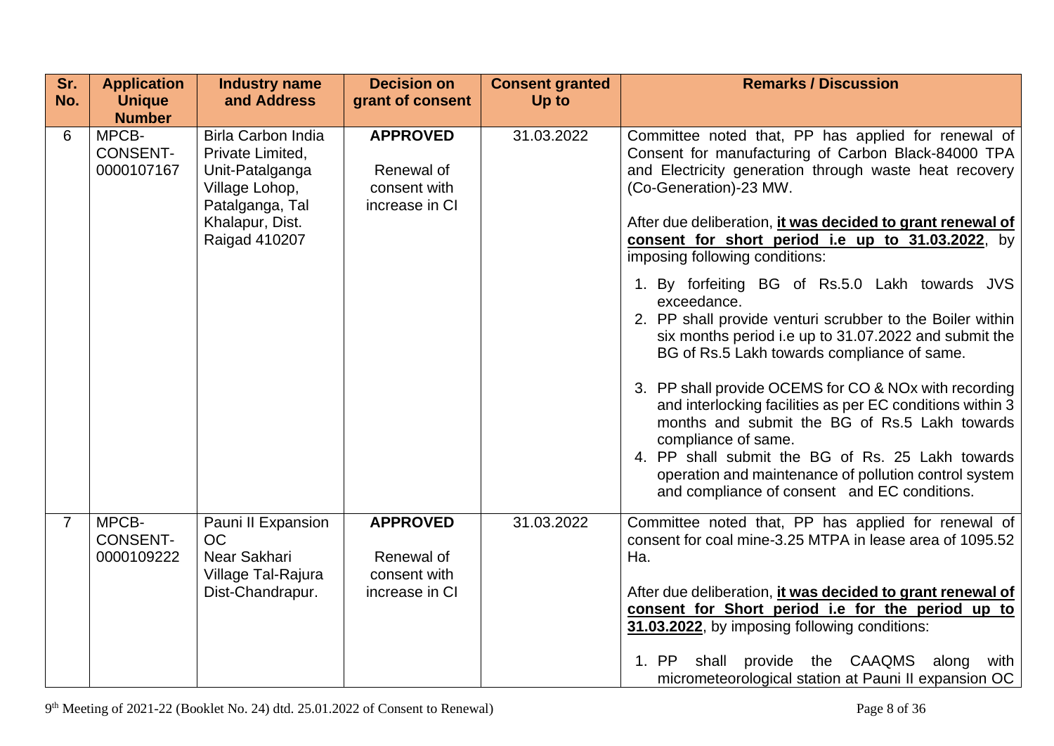| Sr. No. | Application Unique Number | Industry name and Address | Decision on grant of consent | Consent granted Up to | Remarks / Discussion |
|---|---|---|---|---|---|
| 6 | MPCB-CONSENT-0000107167 | Birla Carbon India Private Limited, Unit-Patalganga Village Lohop, Patalganga, Tal Khalapur, Dist. Raigad 410207 | **APPROVED**<br><br>Renewal of consent with increase in CI | 31.03.2022 | Committee noted that, PP has applied for renewal of Consent for manufacturing of Carbon Black-84000 TPA and Electricity generation through waste heat recovery (Co-Generation)-23 MW.<br><br>After due deliberation, **it was decided to grant renewal of consent for short period i.e up to 31.03.2022**, by imposing following conditions:<br><br>1. By forfeiting BG of Rs.5.0 Lakh towards JVS exceedance.<br>2. PP shall provide venturi scrubber to the Boiler within six months period i.e up to 31.07.2022 and submit the BG of Rs.5 Lakh towards compliance of same.<br>3. PP shall provide OCEMS for CO & NOx with recording and interlocking facilities as per EC conditions within 3 months and submit the BG of Rs.5 Lakh towards compliance of same.<br>4. PP shall submit the BG of Rs. 25 Lakh towards operation and maintenance of pollution control system and compliance of consent and EC conditions. |
| 7 | MPCB-CONSENT-0000109222 | Pauni II Expansion OC Near Sakhari Village Tal-Rajura Dist-Chandrapur. | **APPROVED**<br><br>Renewal of consent with increase in CI | 31.03.2022 | Committee noted that, PP has applied for renewal of consent for coal mine-3.25 MTPA in lease area of 1095.52 Ha.<br><br>After due deliberation, **it was decided to grant renewal of consent for Short period i.e for the period up to 31.03.2022**, by imposing following conditions:<br><br>1. PP shall provide the CAAQMS along with micrometeorological station at Pauni II expansion OC |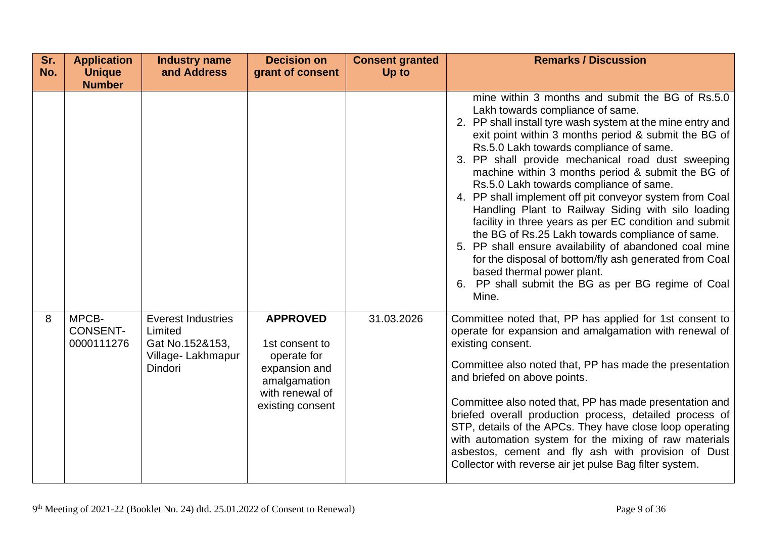| Sr. No. | Application Unique Number | Industry name and Address | Decision on grant of consent | Consent granted Up to | Remarks / Discussion |
|---|---|---|---|---|---|
| | | | | | mine within 3 months and submit the BG of Rs.5.0 Lakh towards compliance of same.<br>2. PP shall install tyre wash system at the mine entry and exit point within 3 months period & submit the BG of Rs.5.0 Lakh towards compliance of same.<br>3. PP shall provide mechanical road dust sweeping machine within 3 months period & submit the BG of Rs.5.0 Lakh towards compliance of same.<br>4. PP shall implement off pit conveyor system from Coal Handling Plant to Railway Siding with silo loading facility in three years as per EC condition and submit the BG of Rs.25 Lakh towards compliance of same.<br>5. PP shall ensure availability of abandoned coal mine for the disposal of bottom/fly ash generated from Coal based thermal power plant.<br>6. PP shall submit the BG as per BG regime of Coal Mine. |
| 8 | MPCB-CONSENT-0000111276 | Everest Industries Limited<br>Gat No.152&153, Village- Lakhmapur Dindori | **APPROVED**<br><br>1st consent to operate for expansion and amalgamation with renewal of existing consent | 31.03.2026 | Committee noted that, PP has applied for 1st consent to operate for expansion and amalgamation with renewal of existing consent.<br><br>Committee also noted that, PP has made the presentation and briefed on above points.<br><br>Committee also noted that, PP has made presentation and briefed overall production process, detailed process of STP, details of the APCs. They have close loop operating with automation system for the mixing of raw materials asbestos, cement and fly ash with provision of Dust Collector with reverse air jet pulse Bag filter system. |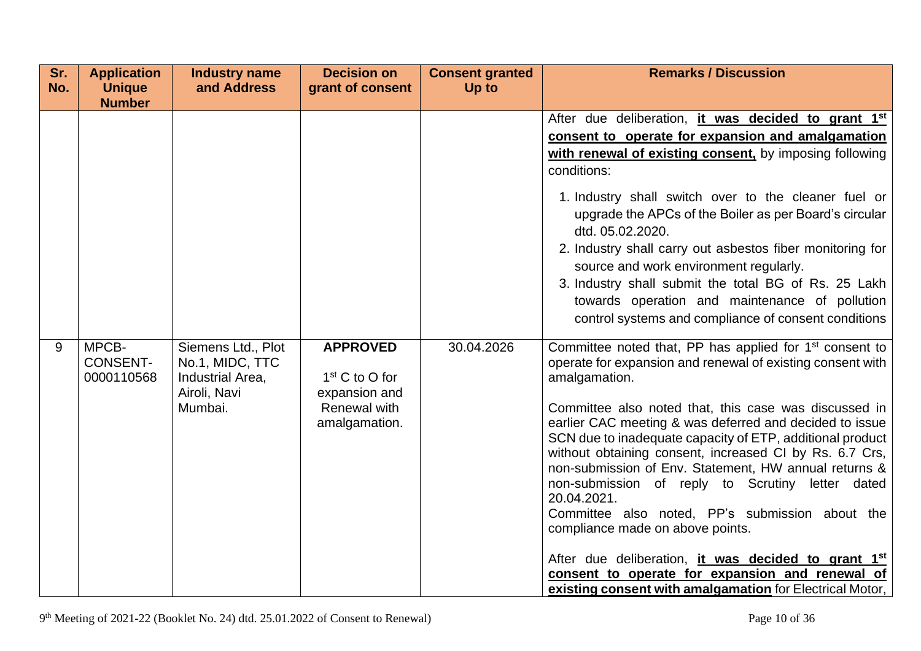| Sr. No. | Application Unique Number | Industry name and Address | Decision on grant of consent | Consent granted Up to | Remarks / Discussion |
|---|---|---|---|---|---|
| | | | | | After due deliberation, **it was decided to grant 1st consent to operate for expansion and amalgamation with renewal of existing consent,** by imposing following conditions:<br>1. Industry shall switch over to the cleaner fuel or upgrade the APCs of the Boiler as per Board's circular dtd. 05.02.2020.<br>2. Industry shall carry out asbestos fiber monitoring for source and work environment regularly.<br>3. Industry shall submit the total BG of Rs. 25 Lakh towards operation and maintenance of pollution control systems and compliance of consent conditions |
| 9 | MPCB-CONSENT-0000110568 | Siemens Ltd., Plot No.1, MIDC, TTC Industrial Area, Airoli, Navi Mumbai. | **APPROVED**<br>1st C to O for expansion and Renewal with amalgamation. | 30.04.2026 | Committee noted that, PP has applied for 1st consent to operate for expansion and renewal of existing consent with amalgamation.<br>Committee also noted that, this case was discussed in earlier CAC meeting & was deferred and decided to issue SCN due to inadequate capacity of ETP, additional product without obtaining consent, increased CI by Rs. 6.7 Crs, non-submission of Env. Statement, HW annual returns & non-submission of reply to Scrutiny letter dated 20.04.2021.<br>Committee also noted, PP's submission about the compliance made on above points.<br>After due deliberation, **it was decided to grant 1st consent to operate for expansion and renewal of existing consent with amalgamation** for Electrical Motor, |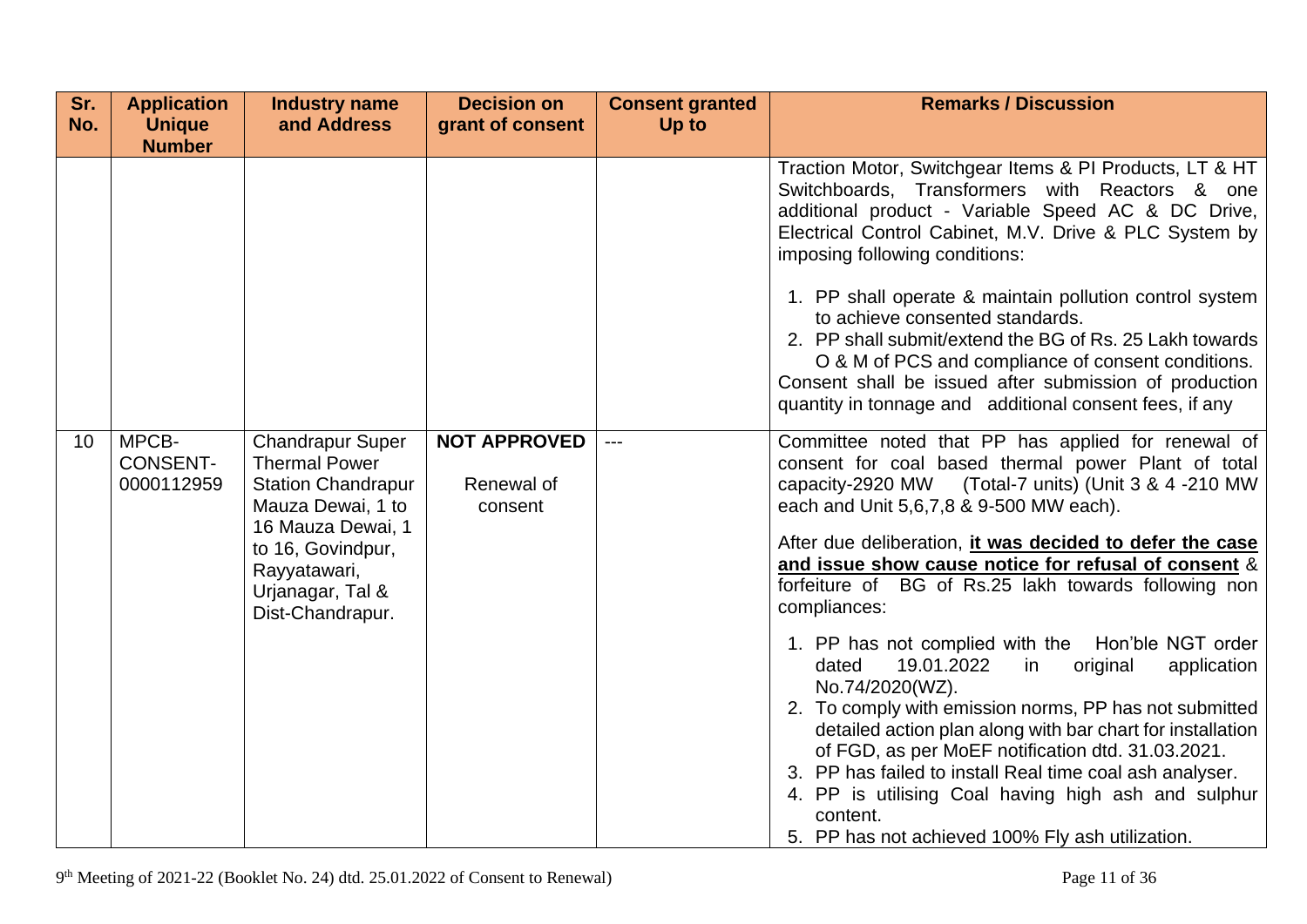| Sr. No. | Application Unique Number | Industry name and Address | Decision on grant of consent | Consent granted Up to | Remarks / Discussion |
|---|---|---|---|---|---|
| | | | | | Traction Motor, Switchgear Items & PI Products, LT & HT Switchboards, Transformers with Reactors & one additional product - Variable Speed AC & DC Drive, Electrical Control Cabinet, M.V. Drive & PLC System by imposing following conditions:<br><br>1. PP shall operate & maintain pollution control system to achieve consented standards.<br>2. PP shall submit/extend the BG of Rs. 25 Lakh towards O & M of PCS and compliance of consent conditions.<br><br>Consent shall be issued after submission of production quantity in tonnage and additional consent fees, if any |
| 10 | MPCB-CONSENT-0000112959 | Chandrapur Super Thermal Power Station Chandrapur Mauza Dewai, 1 to 16 Mauza Dewai, 1 to 16, Govindpur, Rayyatawari, Urjanagar, Tal & Dist-Chandrapur. | **NOT APPROVED**<br><br>Renewal of consent | --- | Committee noted that PP has applied for renewal of consent for coal based thermal power Plant of total capacity-2920 MW (Total-7 units) (Unit 3 & 4 -210 MW each and Unit 5,6,7,8 & 9-500 MW each).<br><br>After due deliberation, **it was decided to defer the case and issue show cause notice for refusal of consent** & forfeiture of BG of Rs.25 lakh towards following non compliances:<br><br>1. PP has not complied with the Hon'ble NGT order dated 19.01.2022 in original application No.74/2020(WZ).<br>2. To comply with emission norms, PP has not submitted detailed action plan along with bar chart for installation of FGD, as per MoEF notification dtd. 31.03.2021.<br>3. PP has failed to install Real time coal ash analyser.<br>4. PP is utilising Coal having high ash and sulphur content.<br>5. PP has not achieved 100% Fly ash utilization. |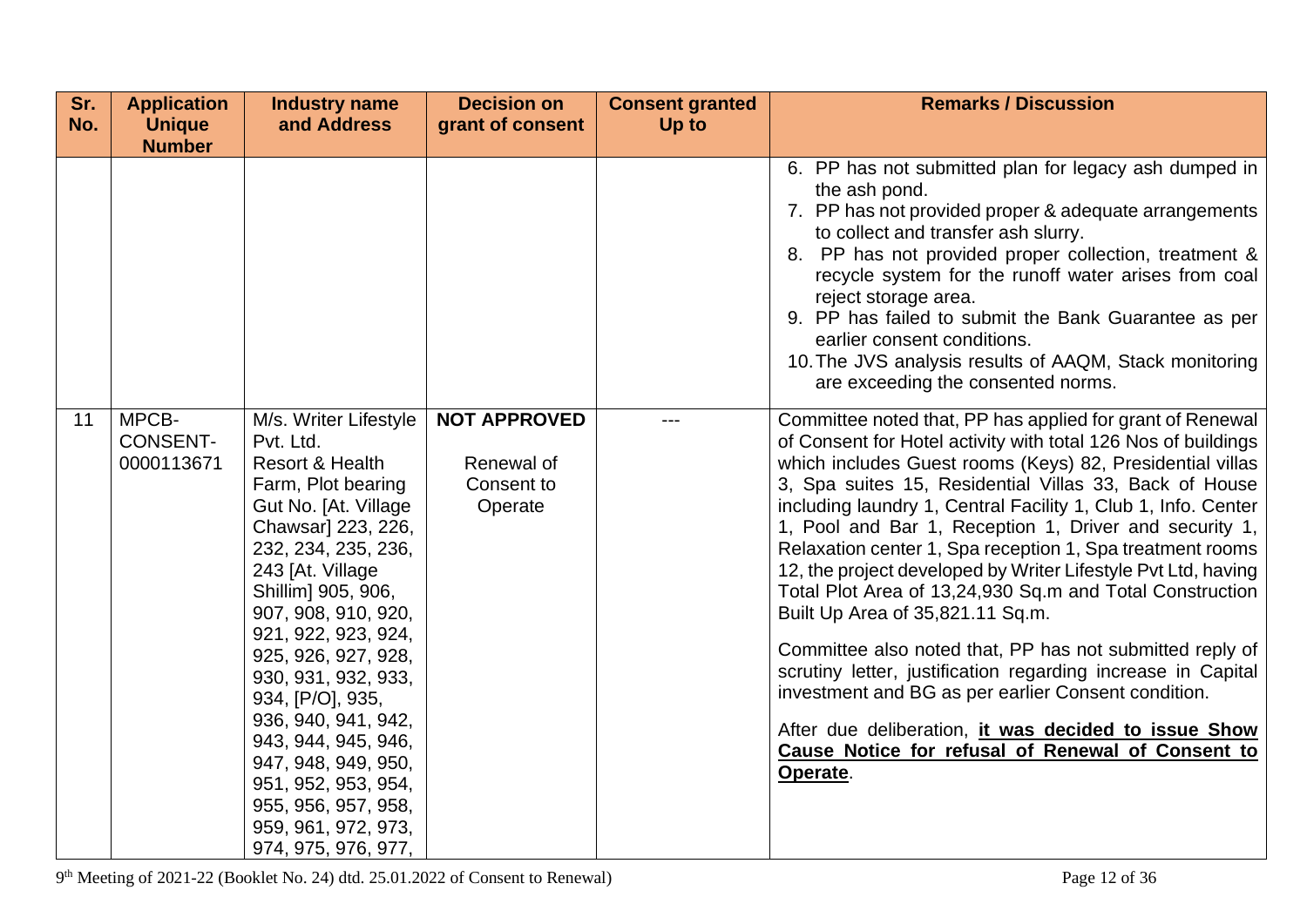| Sr. No. | Application Unique Number | Industry name and Address | Decision on grant of consent | Consent granted Up to | Remarks / Discussion |
|---|---|---|---|---|---|
| | | | | | 6. PP has not submitted plan for legacy ash dumped in the ash pond.<br>7. PP has not provided proper & adequate arrangements to collect and transfer ash slurry.<br>8. PP has not provided proper collection, treatment & recycle system for the runoff water arises from coal reject storage area.<br>9. PP has failed to submit the Bank Guarantee as per earlier consent conditions.<br>10. The JVS analysis results of AAQM, Stack monitoring are exceeding the consented norms. |
| 11 | MPCB-CONSENT-0000113671 | M/s. Writer Lifestyle Pvt. Ltd. Resort & Health Farm, Plot bearing Gut No. [At. Village Chawsar] 223, 226, 232, 234, 235, 236, 243 [At. Village Shillim] 905, 906, 907, 908, 910, 920, 921, 922, 923, 924, 925, 926, 927, 928, 930, 931, 932, 933, 934, [P/O], 935, 936, 940, 941, 942, 943, 944, 945, 946, 947, 948, 949, 950, 951, 952, 953, 954, 955, 956, 957, 958, 959, 961, 972, 973, 974, 975, 976, 977, | **NOT APPROVED**<br><br>Renewal of Consent to Operate | --- | Committee noted that, PP has applied for grant of Renewal of Consent for Hotel activity with total 126 Nos of buildings which includes Guest rooms (Keys) 82, Presidential villas 3, Spa suites 15, Residential Villas 33, Back of House including laundry 1, Central Facility 1, Club 1, Info. Center 1, Pool and Bar 1, Reception 1, Driver and security 1, Relaxation center 1, Spa reception 1, Spa treatment rooms 12, the project developed by Writer Lifestyle Pvt Ltd, having Total Plot Area of 13,24,930 Sq.m and Total Construction Built Up Area of 35,821.11 Sq.m.<br><br>Committee also noted that, PP has not submitted reply of scrutiny letter, justification regarding increase in Capital investment and BG as per earlier Consent condition.<br><br>After due deliberation, **it was decided to issue Show Cause Notice for refusal of Renewal of Consent to Operate**. |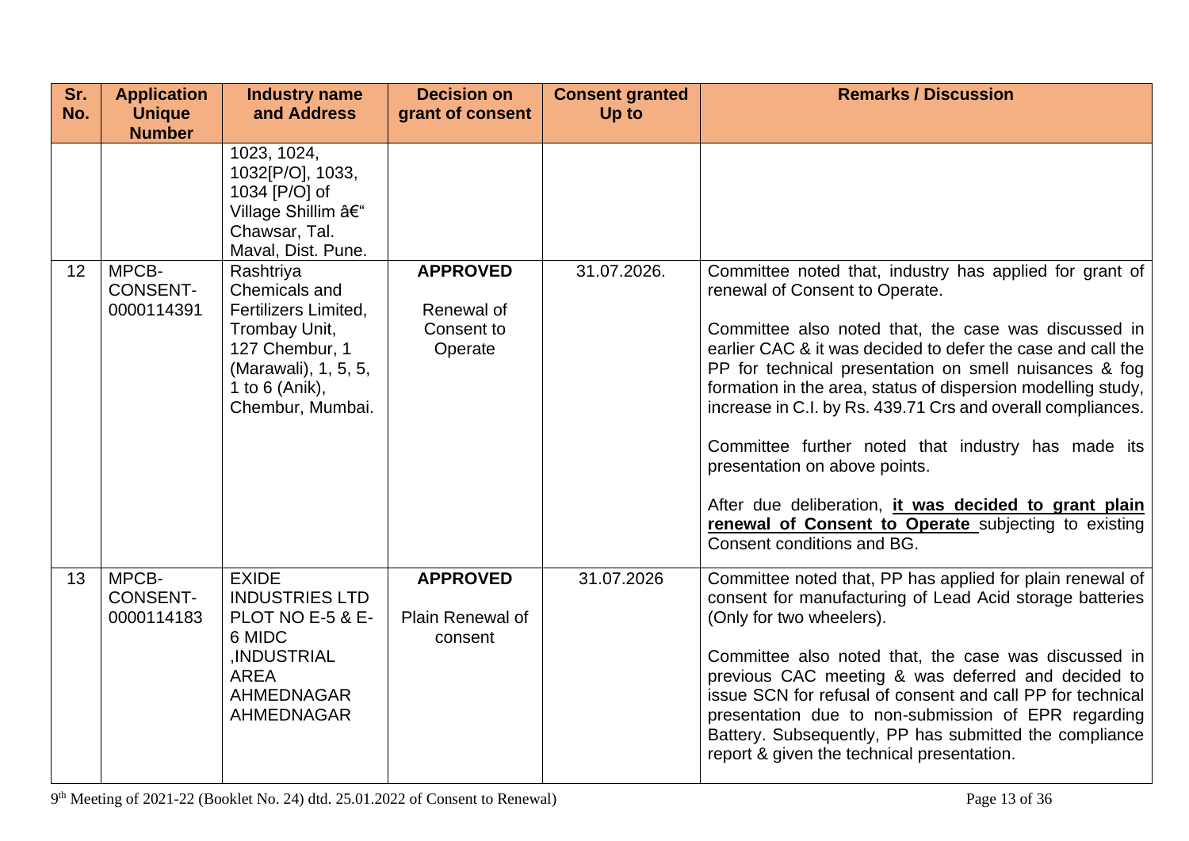| Sr. No. | Application Unique Number | Industry name and Address | Decision on grant of consent | Consent granted Up to | Remarks / Discussion |
|---|---|---|---|---|---|
| | | 1023, 1024, 1032[P/O], 1033, 1034 [P/O] of Village Shillim â€" Chawsar, Tal. Maval, Dist. Pune. | | | |
| 12 | MPCB-CONSENT-0000114391 | Rashtriya Chemicals and Fertilizers Limited, Trombay Unit, 127 Chembur, 1 (Marawali), 1, 5, 5, 1 to 6 (Anik), Chembur, Mumbai. | **APPROVED** Renewal of Consent to Operate | 31.07.2026. | Committee noted that, industry has applied for grant of renewal of Consent to Operate. Committee also noted that, the case was discussed in earlier CAC & it was decided to defer the case and call the PP for technical presentation on smell nuisances & fog formation in the area, status of dispersion modelling study, increase in C.I. by Rs. 439.71 Crs and overall compliances. Committee further noted that industry has made its presentation on above points. After due deliberation, **it was decided to grant plain renewal of Consent to Operate** subjecting to existing Consent conditions and BG. |
| 13 | MPCB-CONSENT-0000114183 | EXIDE INDUSTRIES LTD PLOT NO E-5 & E-6 MIDC ,INDUSTRIAL AREA AHMEDNAGAR AHMEDNAGAR | **APPROVED** Plain Renewal of consent | 31.07.2026 | Committee noted that, PP has applied for plain renewal of consent for manufacturing of Lead Acid storage batteries (Only for two wheelers). Committee also noted that, the case was discussed in previous CAC meeting & was deferred and decided to issue SCN for refusal of consent and call PP for technical presentation due to non-submission of EPR regarding Battery. Subsequently, PP has submitted the compliance report & given the technical presentation. |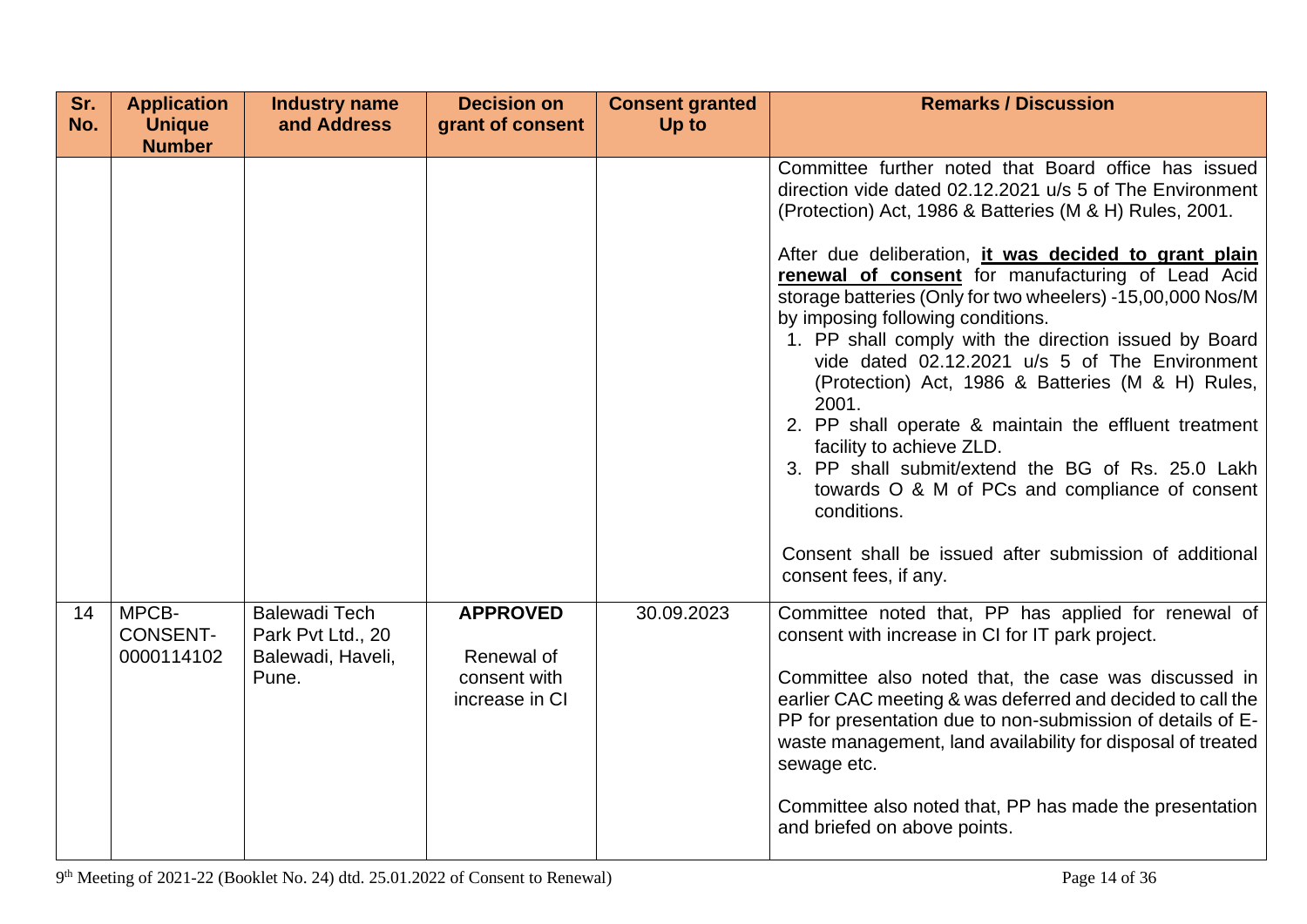| Sr. No. | Application Unique Number | Industry name and Address | Decision on grant of consent | Consent granted Up to | Remarks / Discussion |
|---|---|---|---|---|---|
| | | | | | Committee further noted that Board office has issued direction vide dated 02.12.2021 u/s 5 of The Environment (Protection) Act, 1986 & Batteries (M & H) Rules, 2001.<br><br>After due deliberation, **<u>it was decided to grant plain renewal of consent</u>** for manufacturing of Lead Acid storage batteries (Only for two wheelers) -15,00,000 Nos/M by imposing following conditions.<br>1. PP shall comply with the direction issued by Board vide dated 02.12.2021 u/s 5 of The Environment (Protection) Act, 1986 & Batteries (M & H) Rules, 2001.<br>2. PP shall operate & maintain the effluent treatment facility to achieve ZLD.<br>3. PP shall submit/extend the BG of Rs. 25.0 Lakh towards O & M of PCs and compliance of consent conditions.<br><br>Consent shall be issued after submission of additional consent fees, if any. |
| 14 | MPCB-CONSENT-0000114102 | Balewadi Tech Park Pvt Ltd., 20 Balewadi, Haveli, Pune. | **APPROVED**<br><br>Renewal of consent with increase in CI | 30.09.2023 | Committee noted that, PP has applied for renewal of consent with increase in CI for IT park project.<br><br>Committee also noted that, the case was discussed in earlier CAC meeting & was deferred and decided to call the PP for presentation due to non-submission of details of E-waste management, land availability for disposal of treated sewage etc.<br><br>Committee also noted that, PP has made the presentation and briefed on above points. |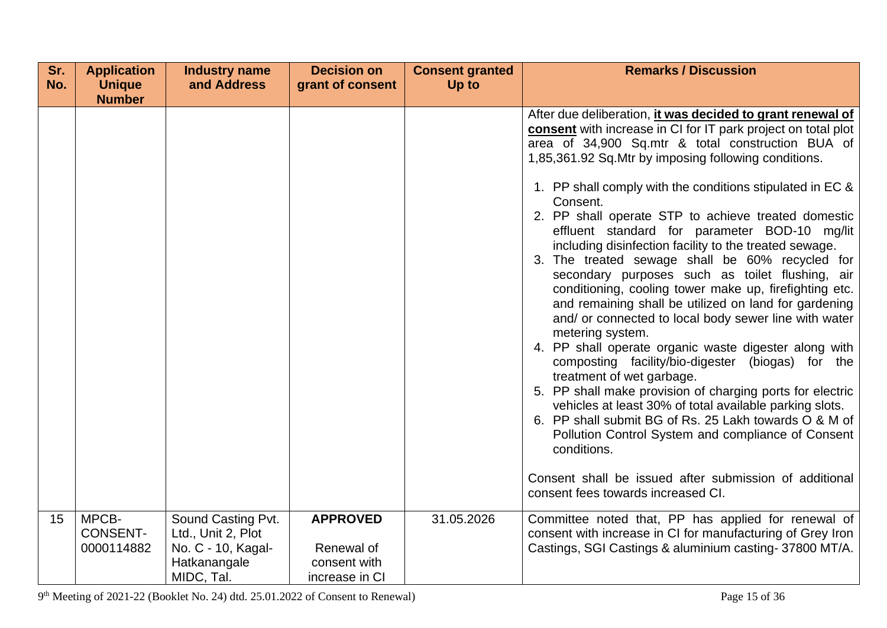| Sr. No. | Application Unique Number | Industry name and Address | Decision on grant of consent | Consent granted Up to | Remarks / Discussion |
|---|---|---|---|---|---|
| | | | | | After due deliberation, **it was decided to grant renewal of consent** with increase in CI for IT park project on total plot area of 34,900 Sq.mtr & total construction BUA of 1,85,361.92 Sq.Mtr by imposing following conditions.<br><br>1. PP shall comply with the conditions stipulated in EC & Consent.<br>2. PP shall operate STP to achieve treated domestic effluent standard for parameter BOD-10 mg/lit including disinfection facility to the treated sewage.<br>3. The treated sewage shall be 60% recycled for secondary purposes such as toilet flushing, air conditioning, cooling tower make up, firefighting etc. and remaining shall be utilized on land for gardening and/ or connected to local body sewer line with water metering system.<br>4. PP shall operate organic waste digester along with composting facility/bio-digester (biogas) for the treatment of wet garbage.<br>5. PP shall make provision of charging ports for electric vehicles at least 30% of total available parking slots.<br>6. PP shall submit BG of Rs. 25 Lakh towards O & M of Pollution Control System and compliance of Consent conditions.<br><br>Consent shall be issued after submission of additional consent fees towards increased CI. |
| 15 | MPCB-CONSENT-0000114882 | Sound Casting Pvt. Ltd., Unit 2, Plot No. C - 10, Kagal-Hatkanangale MIDC, Tal. | **APPROVED**<br><br>Renewal of consent with increase in CI | 31.05.2026 | Committee noted that, PP has applied for renewal of consent with increase in CI for manufacturing of Grey Iron Castings, SGI Castings & aluminium casting- 37800 MT/A. |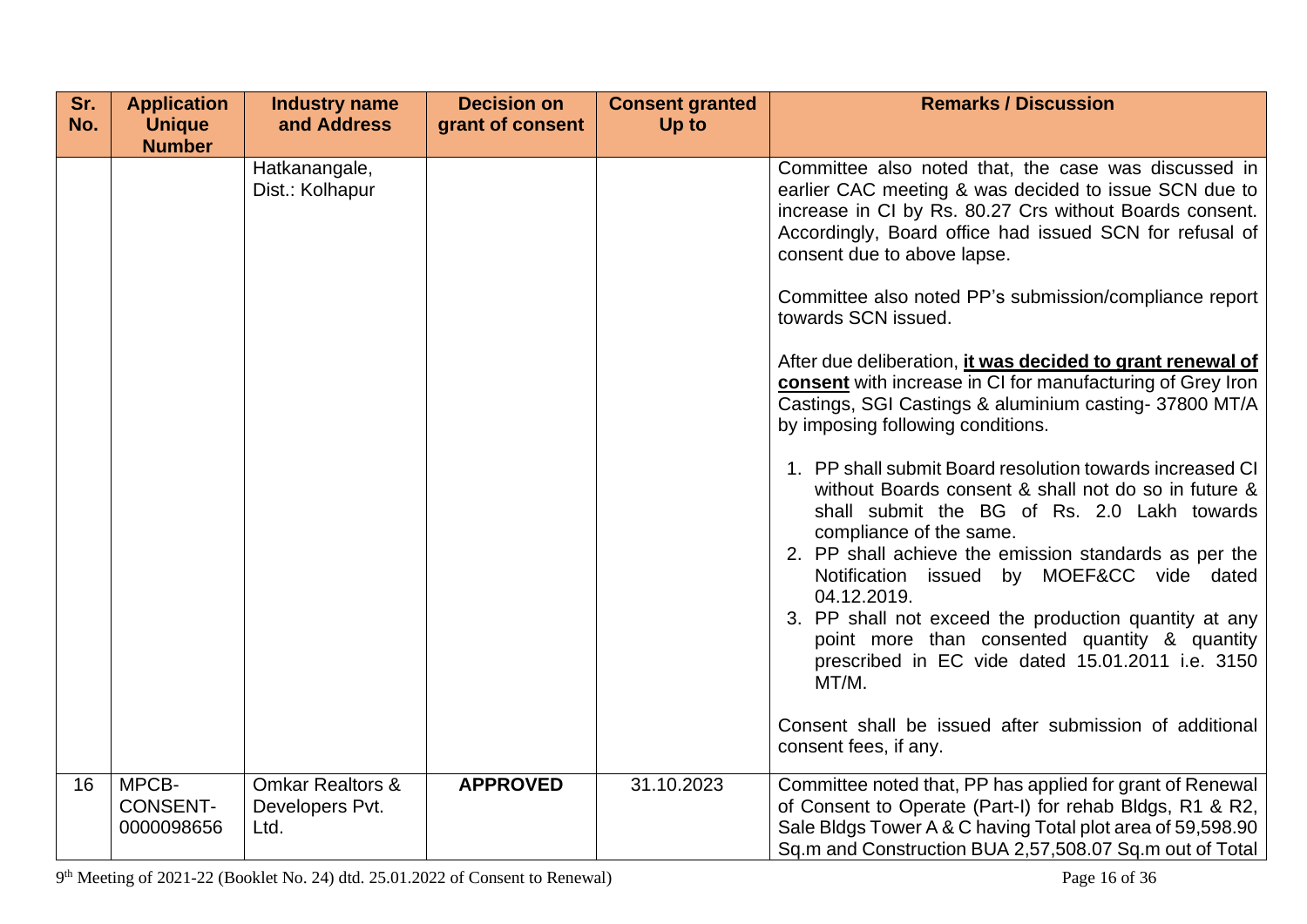| Sr. No. | Application Unique Number | Industry name and Address | Decision on grant of consent | Consent granted Up to | Remarks / Discussion |
|---|---|---|---|---|---|
| | | Hatkanangale, Dist.: Kolhapur | | | Committee also noted that, the case was discussed in earlier CAC meeting & was decided to issue SCN due to increase in CI by Rs. 80.27 Crs without Boards consent. Accordingly, Board office had issued SCN for refusal of consent due to above lapse.<br><br>Committee also noted PP's submission/compliance report towards SCN issued.<br><br>After due deliberation, **it was decided to grant renewal of consent** with increase in CI for manufacturing of Grey Iron Castings, SGI Castings & aluminium casting- 37800 MT/A by imposing following conditions.<br><br>1. PP shall submit Board resolution towards increased CI without Boards consent & shall not do so in future & shall submit the BG of Rs. 2.0 Lakh towards compliance of the same.<br>2. PP shall achieve the emission standards as per the Notification issued by MOEF&CC vide dated 04.12.2019.<br>3. PP shall not exceed the production quantity at any point more than consented quantity & quantity prescribed in EC vide dated 15.01.2011 i.e. 3150 MT/M.<br><br>Consent shall be issued after submission of additional consent fees, if any. |
| 16 | MPCB-CONSENT-0000098656 | Omkar Realtors & Developers Pvt. Ltd. | **APPROVED** | 31.10.2023 | Committee noted that, PP has applied for grant of Renewal of Consent to Operate (Part-I) for rehab Bldgs, R1 & R2, Sale Bldgs Tower A & C having Total plot area of 59,598.90 Sq.m and Construction BUA 2,57,508.07 Sq.m out of Total |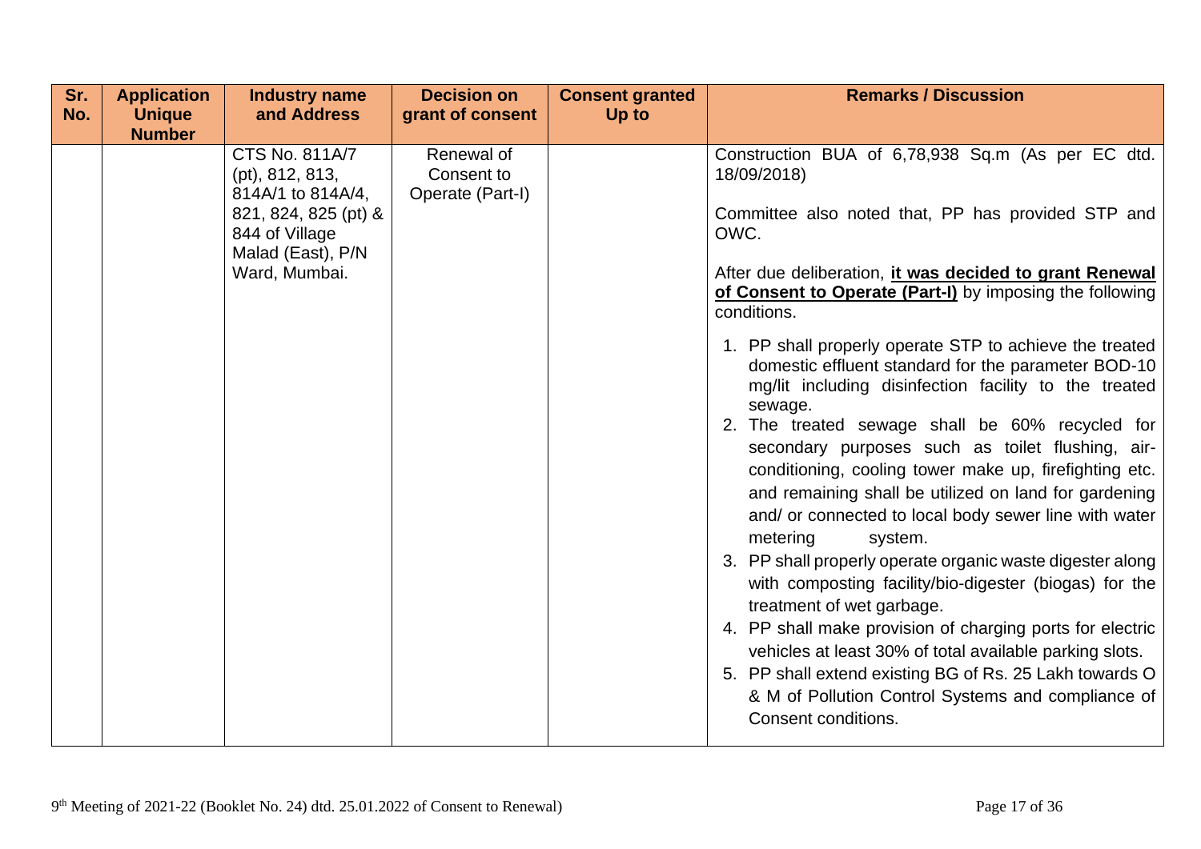| Sr. No. | Application Unique Number | Industry name and Address | Decision on grant of consent | Consent granted Up to | Remarks / Discussion |
|---|---|---|---|---|---|
| | | CTS No. 811A/7 (pt), 812, 813, 814A/1 to 814A/4, 821, 824, 825 (pt) & 844 of Village Malad (East), P/N Ward, Mumbai. | Renewal of Consent to Operate (Part-I) | | Construction BUA of 6,78,938 Sq.m (As per EC dtd. 18/09/2018)<br><br>Committee also noted that, PP has provided STP and OWC.<br><br>After due deliberation, **it was decided to grant Renewal of Consent to Operate (Part-I)** by imposing the following conditions.<br><br>1. PP shall properly operate STP to achieve the treated domestic effluent standard for the parameter BOD-10 mg/lit including disinfection facility to the treated sewage.<br>2. The treated sewage shall be 60% recycled for secondary purposes such as toilet flushing, air-conditioning, cooling tower make up, firefighting etc. and remaining shall be utilized on land for gardening and/ or connected to local body sewer line with water metering system.<br>3. PP shall properly operate organic waste digester along with composting facility/bio-digester (biogas) for the treatment of wet garbage.<br>4. PP shall make provision of charging ports for electric vehicles at least 30% of total available parking slots.<br>5. PP shall extend existing BG of Rs. 25 Lakh towards O & M of Pollution Control Systems and compliance of Consent conditions. |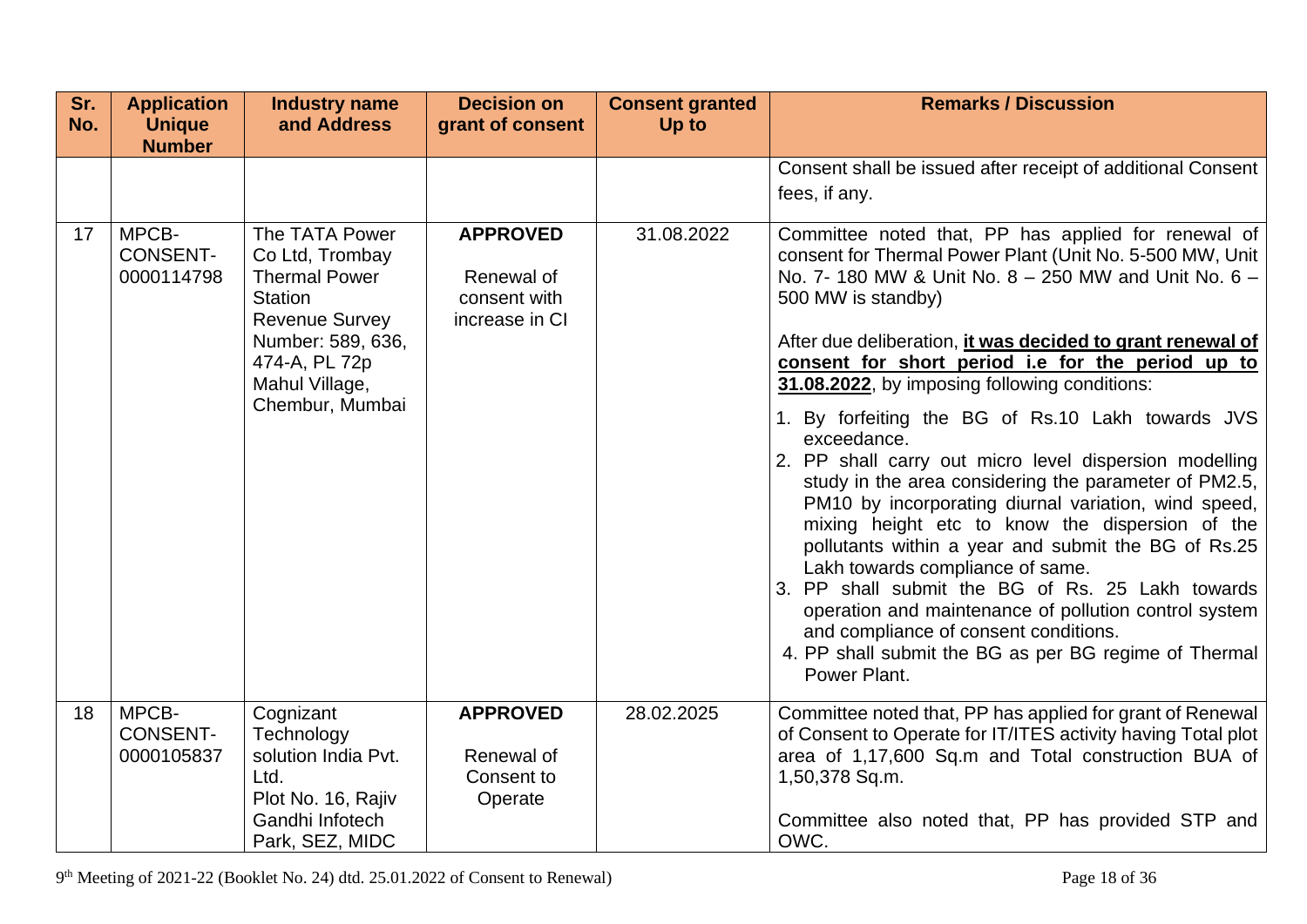| Sr. No. | Application Unique Number | Industry name and Address | Decision on grant of consent | Consent granted Up to | Remarks / Discussion |
|---|---|---|---|---|---|
| | | | | | Consent shall be issued after receipt of additional Consent fees, if any. |
| 17 | MPCB-CONSENT-0000114798 | The TATA Power Co Ltd, Trombay Thermal Power Station Revenue Survey Number: 589, 636, 474-A, PL 72p Mahul Village, Chembur, Mumbai | **APPROVED** Renewal of consent with increase in CI | 31.08.2022 | Committee noted that, PP has applied for renewal of consent for Thermal Power Plant (Unit No. 5-500 MW, Unit No. 7- 180 MW & Unit No. 8 – 250 MW and Unit No. 6 – 500 MW is standby)<br><br>After due deliberation, **it was decided to grant renewal of consent for short period i.e for the period up to 31.08.2022**, by imposing following conditions:<br><br>1. By forfeiting the BG of Rs.10 Lakh towards JVS exceedance.<br>2. PP shall carry out micro level dispersion modelling study in the area considering the parameter of PM2.5, PM10 by incorporating diurnal variation, wind speed, mixing height etc to know the dispersion of the pollutants within a year and submit the BG of Rs.25 Lakh towards compliance of same.<br>3. PP shall submit the BG of Rs. 25 Lakh towards operation and maintenance of pollution control system and compliance of consent conditions.<br>4. PP shall submit the BG as per BG regime of Thermal Power Plant. |
| 18 | MPCB-CONSENT-0000105837 | Cognizant Technology solution India Pvt. Ltd. Plot No. 16, Rajiv Gandhi Infotech Park, SEZ, MIDC | **APPROVED** Renewal of Consent to Operate | 28.02.2025 | Committee noted that, PP has applied for grant of Renewal of Consent to Operate for IT/ITES activity having Total plot area of 1,17,600 Sq.m and Total construction BUA of 1,50,378 Sq.m.<br><br>Committee also noted that, PP has provided STP and OWC. |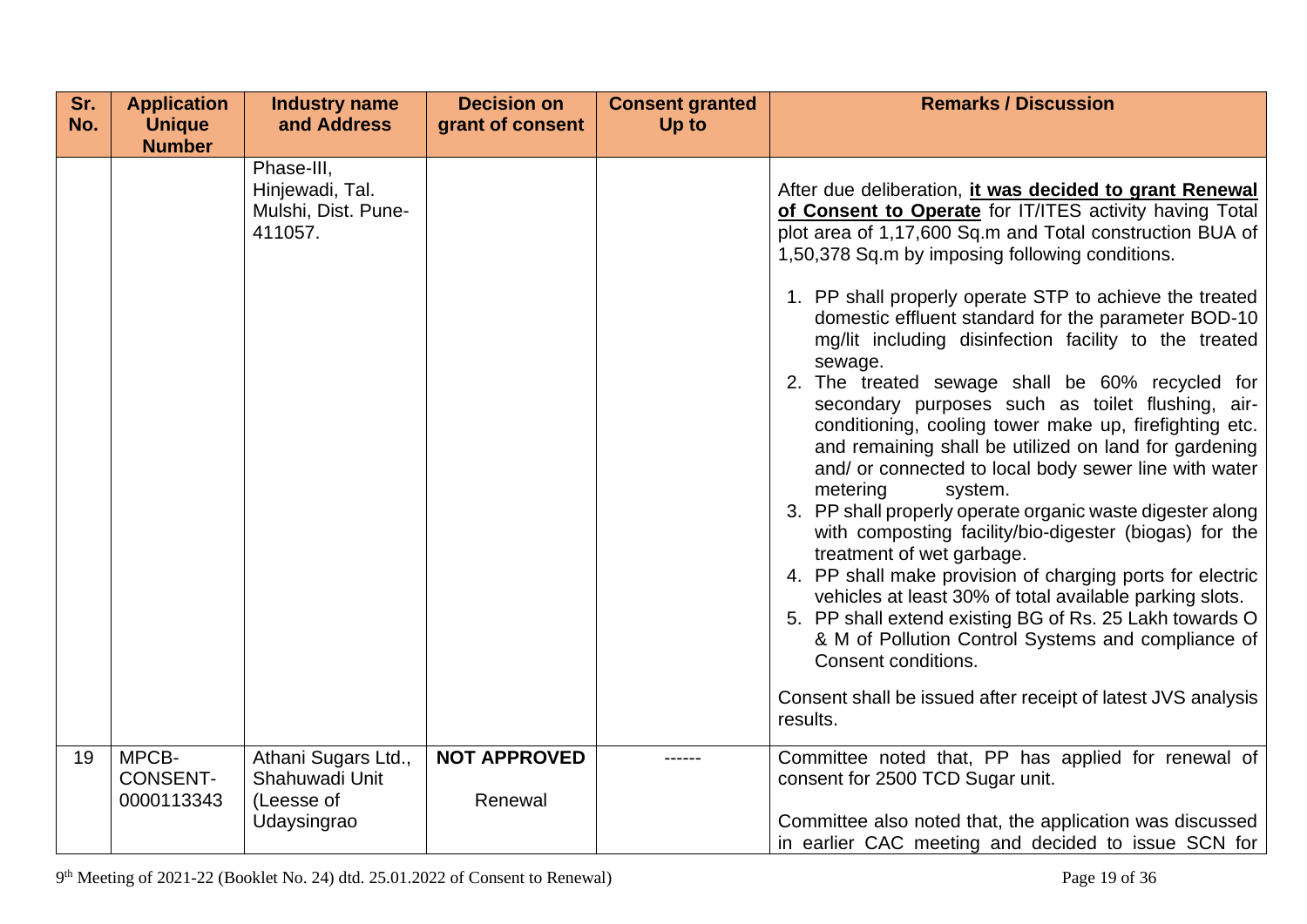| Sr. No. | Application Unique Number | Industry name and Address | Decision on grant of consent | Consent granted Up to | Remarks / Discussion |
|---|---|---|---|---|---|
| | | Phase-III, Hinjewadi, Tal. Mulshi, Dist. Pune-411057. | | | After due deliberation, **it was decided to grant Renewal of Consent to Operate** for IT/ITES activity having Total plot area of 1,17,600 Sq.m and Total construction BUA of 1,50,378 Sq.m by imposing following conditions.<br><br>1. PP shall properly operate STP to achieve the treated domestic effluent standard for the parameter BOD-10 mg/lit including disinfection facility to the treated sewage.<br>2. The treated sewage shall be 60% recycled for secondary purposes such as toilet flushing, air-conditioning, cooling tower make up, firefighting etc. and remaining shall be utilized on land for gardening and/ or connected to local body sewer line with water metering system.<br>3. PP shall properly operate organic waste digester along with composting facility/bio-digester (biogas) for the treatment of wet garbage.<br>4. PP shall make provision of charging ports for electric vehicles at least 30% of total available parking slots.<br>5. PP shall extend existing BG of Rs. 25 Lakh towards O & M of Pollution Control Systems and compliance of Consent conditions.<br><br>Consent shall be issued after receipt of latest JVS analysis results. |
| 19 | MPCB-CONSENT-0000113343 | Athani Sugars Ltd., Shahuwadi Unit (Leesse of Udaysingrao | **NOT APPROVED**<br><br>Renewal | ------ | Committee noted that, PP has applied for renewal of consent for 2500 TCD Sugar unit.<br><br>Committee also noted that, the application was discussed in earlier CAC meeting and decided to issue SCN for |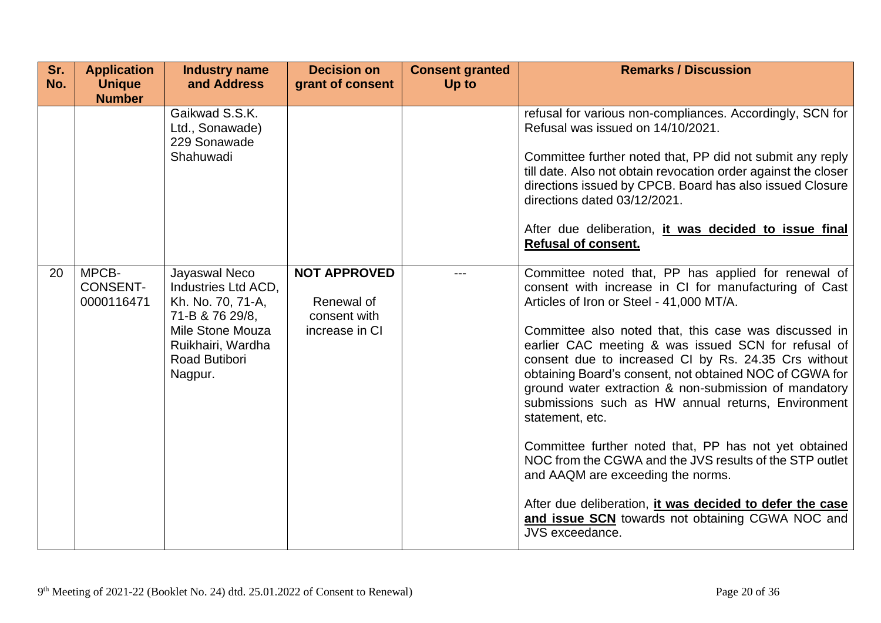| Sr. No. | Application Unique Number | Industry name and Address | Decision on grant of consent | Consent granted Up to | Remarks / Discussion |
|---|---|---|---|---|---|
| | | Gaikwad S.S.K. Ltd., Sonawade) 229 Sonawade Shahuwadi | | | refusal for various non-compliances. Accordingly, SCN for Refusal was issued on 14/10/2021.<br><br>Committee further noted that, PP did not submit any reply till date. Also not obtain revocation order against the closer directions issued by CPCB. Board has also issued Closure directions dated 03/12/2021.<br><br>After due deliberation, **it was decided to issue final Refusal of consent.** |
| 20 | MPCB-CONSENT-0000116471 | Jayaswal Neco Industries Ltd ACD, Kh. No. 70, 71-A, 71-B & 76 29/8, Mile Stone Mouza Ruikhairi, Wardha Road Butibori Nagpur. | **NOT APPROVED**<br><br>Renewal of consent with increase in CI | --- | Committee noted that, PP has applied for renewal of consent with increase in CI for manufacturing of Cast Articles of Iron or Steel - 41,000 MT/A.<br><br>Committee also noted that, this case was discussed in earlier CAC meeting & was issued SCN for refusal of consent due to increased CI by Rs. 24.35 Crs without obtaining Board's consent, not obtained NOC of CGWA for ground water extraction & non-submission of mandatory submissions such as HW annual returns, Environment statement, etc.<br><br>Committee further noted that, PP has not yet obtained NOC from the CGWA and the JVS results of the STP outlet and AAQM are exceeding the norms.<br><br>After due deliberation, **it was decided to defer the case and issue SCN** towards not obtaining CGWA NOC and JVS exceedance. |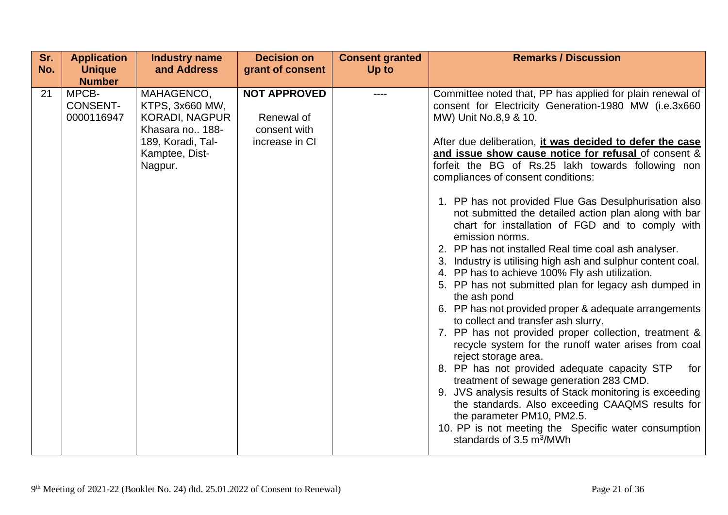| Sr. No. | Application Unique Number | Industry name and Address | Decision on grant of consent | Consent granted Up to | Remarks / Discussion |
|---|---|---|---|---|---|
| 21 | MPCB-CONSENT-0000116947 | MAHAGENCO, KTPS, 3x660 MW, KORADI, NAGPUR Khasara no.. 188-189, Koradi, Tal-Kamptee, Dist-Nagpur. | **NOT APPROVED**<br><br>Renewal of consent with increase in CI | ---- | Committee noted that, PP has applied for plain renewal of consent for Electricity Generation-1980 MW (i.e.3x660 MW) Unit No.8,9 & 10.<br><br>After due deliberation, **it was decided to defer the case and issue show cause notice for refusal** of consent & forfeit the BG of Rs.25 lakh towards following non compliances of consent conditions:<br><br>1. PP has not provided Flue Gas Desulphurisation also not submitted the detailed action plan along with bar chart for installation of FGD and to comply with emission norms.<br>2. PP has not installed Real time coal ash analyser.<br>3. Industry is utilising high ash and sulphur content coal.<br>4. PP has to achieve 100% Fly ash utilization.<br>5. PP has not submitted plan for legacy ash dumped in the ash pond<br>6. PP has not provided proper & adequate arrangements to collect and transfer ash slurry.<br>7. PP has not provided proper collection, treatment & recycle system for the runoff water arises from coal reject storage area.<br>8. PP has not provided adequate capacity STP for treatment of sewage generation 283 CMD.<br>9. JVS analysis results of Stack monitoring is exceeding the standards. Also exceeding CAAQMS results for the parameter PM10, PM2.5.<br>10. PP is not meeting the Specific water consumption standards of 3.5 $m^3$/MWh |

9th Meeting of 2021-22 (Booklet No. 24) dtd. 25.01.2022 of Consent to Renewal)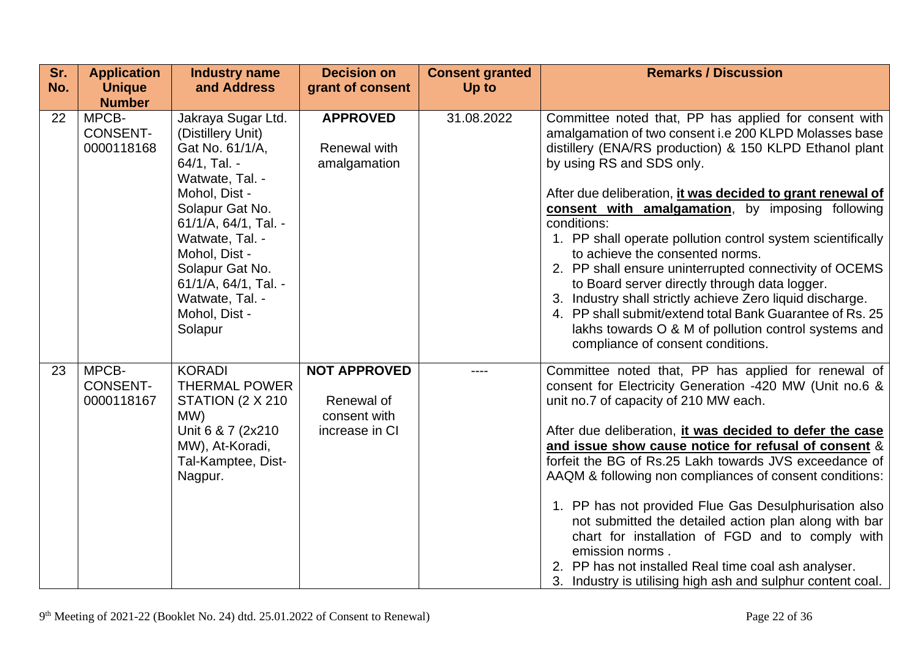| Sr. No. | Application Unique Number | Industry name and Address | Decision on grant of consent | Consent granted Up to | Remarks / Discussion |
|---|---|---|---|---|---|
| 22 | MPCB-CONSENT-0000118168 | Jakraya Sugar Ltd. (Distillery Unit) Gat No. 61/1/A, 64/1, Tal. - Watwate, Tal. - Mohol, Dist - Solapur Gat No. 61/1/A, 64/1, Tal. - Watwate, Tal. - Mohol, Dist - Solapur Gat No. 61/1/A, 64/1, Tal. - Watwate, Tal. - Mohol, Dist - Solapur | **APPROVED**<br><br>Renewal with amalgamation | 31.08.2022 | Committee noted that, PP has applied for consent with amalgamation of two consent i.e 200 KLPD Molasses base distillery (ENA/RS production) & 150 KLPD Ethanol plant by using RS and SDS only.<br><br>After due deliberation, **it was decided to grant renewal of consent with amalgamation**, by imposing following conditions:<br>1. PP shall operate pollution control system scientifically to achieve the consented norms.<br>2. PP shall ensure uninterrupted connectivity of OCEMS to Board server directly through data logger.<br>3. Industry shall strictly achieve Zero liquid discharge.<br>4. PP shall submit/extend total Bank Guarantee of Rs. 25 lakhs towards O & M of pollution control systems and compliance of consent conditions. |
| 23 | MPCB-CONSENT-0000118167 | KORADI THERMAL POWER STATION (2 X 210 MW)<br>Unit 6 & 7 (2x210 MW), At-Koradi, Tal-Kamptee, Dist-Nagpur. | **NOT APPROVED**<br><br>Renewal of consent with increase in CI | ---- | Committee noted that, PP has applied for renewal of consent for Electricity Generation -420 MW (Unit no.6 & unit no.7 of capacity of 210 MW each.<br><br>After due deliberation, **it was decided to defer the case and issue show cause notice for refusal of consent** & forfeit the BG of Rs.25 Lakh towards JVS exceedance of AAQM & following non compliances of consent conditions:<br><br>1. PP has not provided Flue Gas Desulphurisation also not submitted the detailed action plan along with bar chart for installation of FGD and to comply with emission norms .<br>2. PP has not installed Real time coal ash analyser.<br>3. Industry is utilising high ash and sulphur content coal. |

9th Meeting of 2021-22 (Booklet No. 24) dtd. 25.01.2022 of Consent to Renewal)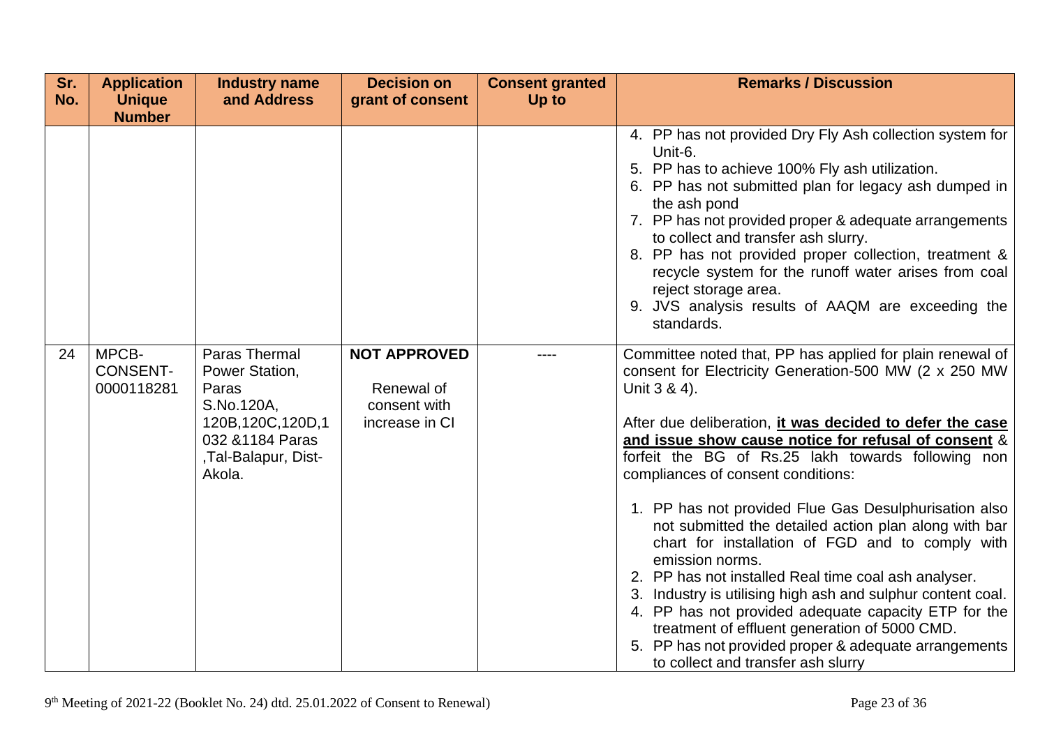| Sr. No. | Application Unique Number | Industry name and Address | Decision on grant of consent | Consent granted Up to | Remarks / Discussion |
|---|---|---|---|---|---|
| | | | | | 4. PP has not provided Dry Fly Ash collection system for Unit-6.<br>5. PP has to achieve 100% Fly ash utilization.<br>6. PP has not submitted plan for legacy ash dumped in the ash pond<br>7. PP has not provided proper & adequate arrangements to collect and transfer ash slurry.<br>8. PP has not provided proper collection, treatment & recycle system for the runoff water arises from coal reject storage area.<br>9. JVS analysis results of AAQM are exceeding the standards. |
| 24 | MPCB-CONSENT-0000118281 | Paras Thermal Power Station, Paras S.No.120A, 120B,120C,120D,1032 &1184 Paras ,Tal-Balapur, Dist-Akola. | **NOT APPROVED**<br><br>Renewal of consent with increase in CI | ---- | Committee noted that, PP has applied for plain renewal of consent for Electricity Generation-500 MW (2 x 250 MW Unit 3 & 4).<br><br>After due deliberation, **it was decided to defer the case and issue show cause notice for refusal of consent** & forfeit the BG of Rs.25 lakh towards following non compliances of consent conditions:<br><br>1. PP has not provided Flue Gas Desulphurisation also not submitted the detailed action plan along with bar chart for installation of FGD and to comply with emission norms.<br>2. PP has not installed Real time coal ash analyser.<br>3. Industry is utilising high ash and sulphur content coal.<br>4. PP has not provided adequate capacity ETP for the treatment of effluent generation of 5000 CMD.<br>5. PP has not provided proper & adequate arrangements to collect and transfer ash slurry |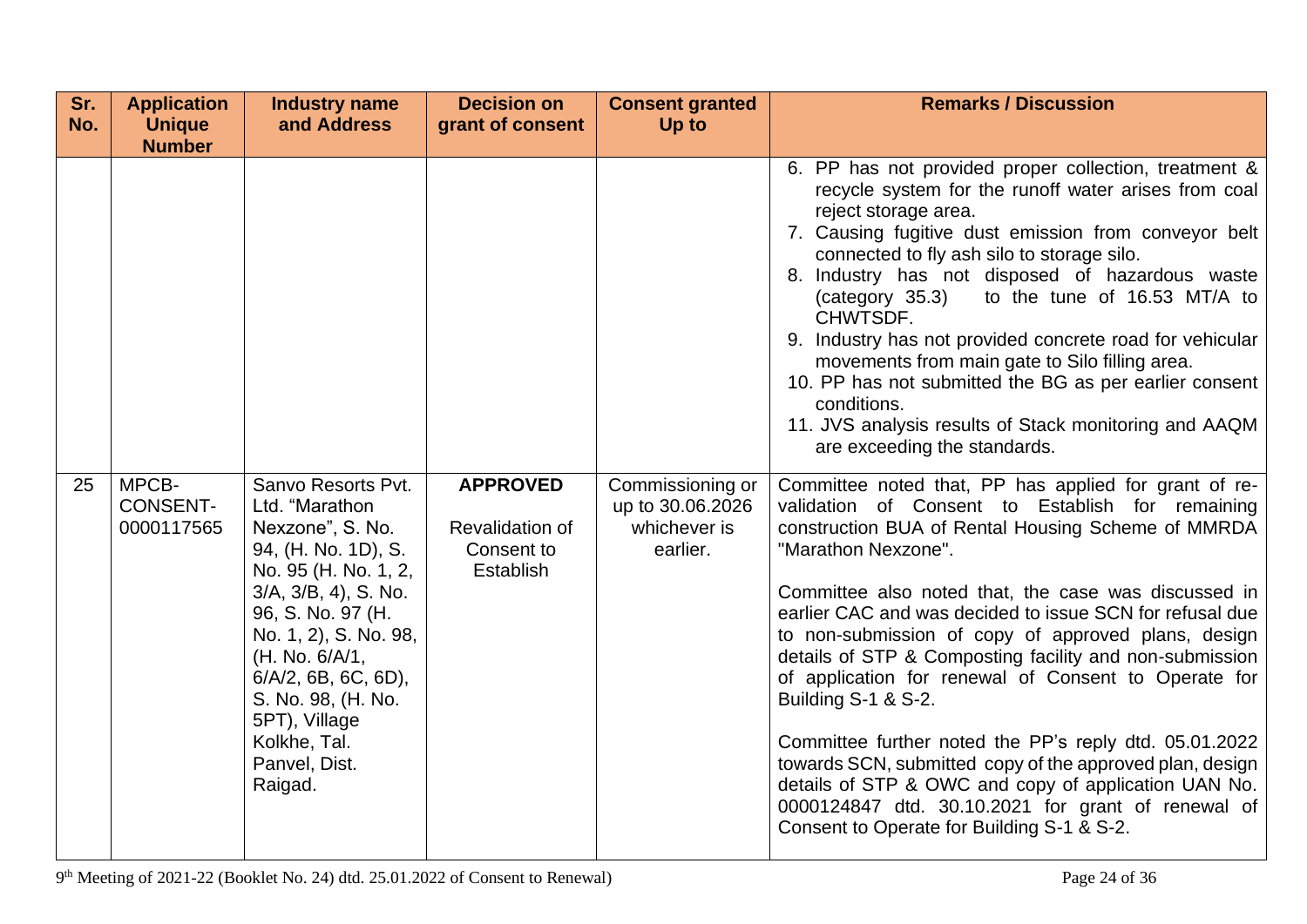| Sr. No. | Application Unique Number | Industry name and Address | Decision on grant of consent | Consent granted Up to | Remarks / Discussion |
|---|---|---|---|---|---|
| | | | | | 6. PP has not provided proper collection, treatment & recycle system for the runoff water arises from coal reject storage area.<br>7. Causing fugitive dust emission from conveyor belt connected to fly ash silo to storage silo.<br>8. Industry has not disposed of hazardous waste (category 35.3) to the tune of 16.53 MT/A to CHWTSDF.<br>9. Industry has not provided concrete road for vehicular movements from main gate to Silo filling area.<br>10. PP has not submitted the BG as per earlier consent conditions.<br>11. JVS analysis results of Stack monitoring and AAQM are exceeding the standards. |
| 25 | MPCB-CONSENT-0000117565 | Sanvo Resorts Pvt. Ltd. "Marathon Nexzone", S. No. 94, (H. No. 1D), S. No. 95 (H. No. 1, 2, 3/A, 3/B, 4), S. No. 96, S. No. 97 (H. No. 1, 2), S. No. 98, (H. No. 6/A/1, 6/A/2, 6B, 6C, 6D), S. No. 98, (H. No. 5PT), Village Kolkhe, Tal. Panvel, Dist. Raigad. | **APPROVED**<br>Revalidation of Consent to Establish | Commissioning or up to 30.06.2026 whichever is earlier. | Committee noted that, PP has applied for grant of re-validation of Consent to Establish for remaining construction BUA of Rental Housing Scheme of MMRDA "Marathon Nexzone".<br><br>Committee also noted that, the case was discussed in earlier CAC and was decided to issue SCN for refusal due to non-submission of copy of approved plans, design details of STP & Composting facility and non-submission of application for renewal of Consent to Operate for Building S-1 & S-2.<br><br>Committee further noted the PP's reply dtd. 05.01.2022 towards SCN, submitted copy of the approved plan, design details of STP & OWC and copy of application UAN No. 0000124847 dtd. 30.10.2021 for grant of renewal of Consent to Operate for Building S-1 & S-2. |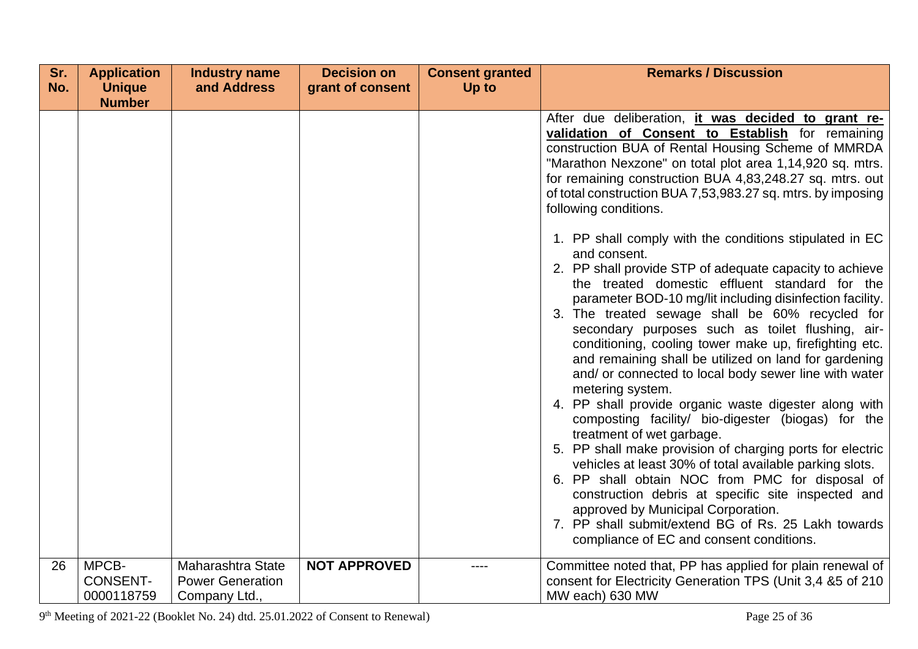| Sr. No. | Application Unique Number | Industry name and Address | Decision on grant of consent | Consent granted Up to | Remarks / Discussion |
|---|---|---|---|---|---|
| | | | | | After due deliberation, **it was decided to grant re-validation of Consent to Establish** for remaining construction BUA of Rental Housing Scheme of MMRDA "Marathon Nexzone" on total plot area 1,14,920 sq. mtrs. for remaining construction BUA 4,83,248.27 sq. mtrs. out of total construction BUA 7,53,983.27 sq. mtrs. by imposing following conditions.<br><br>1. PP shall comply with the conditions stipulated in EC and consent.<br>2. PP shall provide STP of adequate capacity to achieve the treated domestic effluent standard for the parameter BOD-10 mg/lit including disinfection facility.<br>3. The treated sewage shall be 60% recycled for secondary purposes such as toilet flushing, air-conditioning, cooling tower make up, firefighting etc. and remaining shall be utilized on land for gardening and/ or connected to local body sewer line with water metering system.<br>4. PP shall provide organic waste digester along with composting facility/ bio-digester (biogas) for the treatment of wet garbage.<br>5. PP shall make provision of charging ports for electric vehicles at least 30% of total available parking slots.<br>6. PP shall obtain NOC from PMC for disposal of construction debris at specific site inspected and approved by Municipal Corporation.<br>7. PP shall submit/extend BG of Rs. 25 Lakh towards compliance of EC and consent conditions. |
| 26 | MPCB-CONSENT-0000118759 | Maharashtra State Power Generation Company Ltd., | **NOT APPROVED** | ---- | Committee noted that, PP has applied for plain renewal of consent for Electricity Generation TPS (Unit 3,4 &5 of 210 MW each) 630 MW |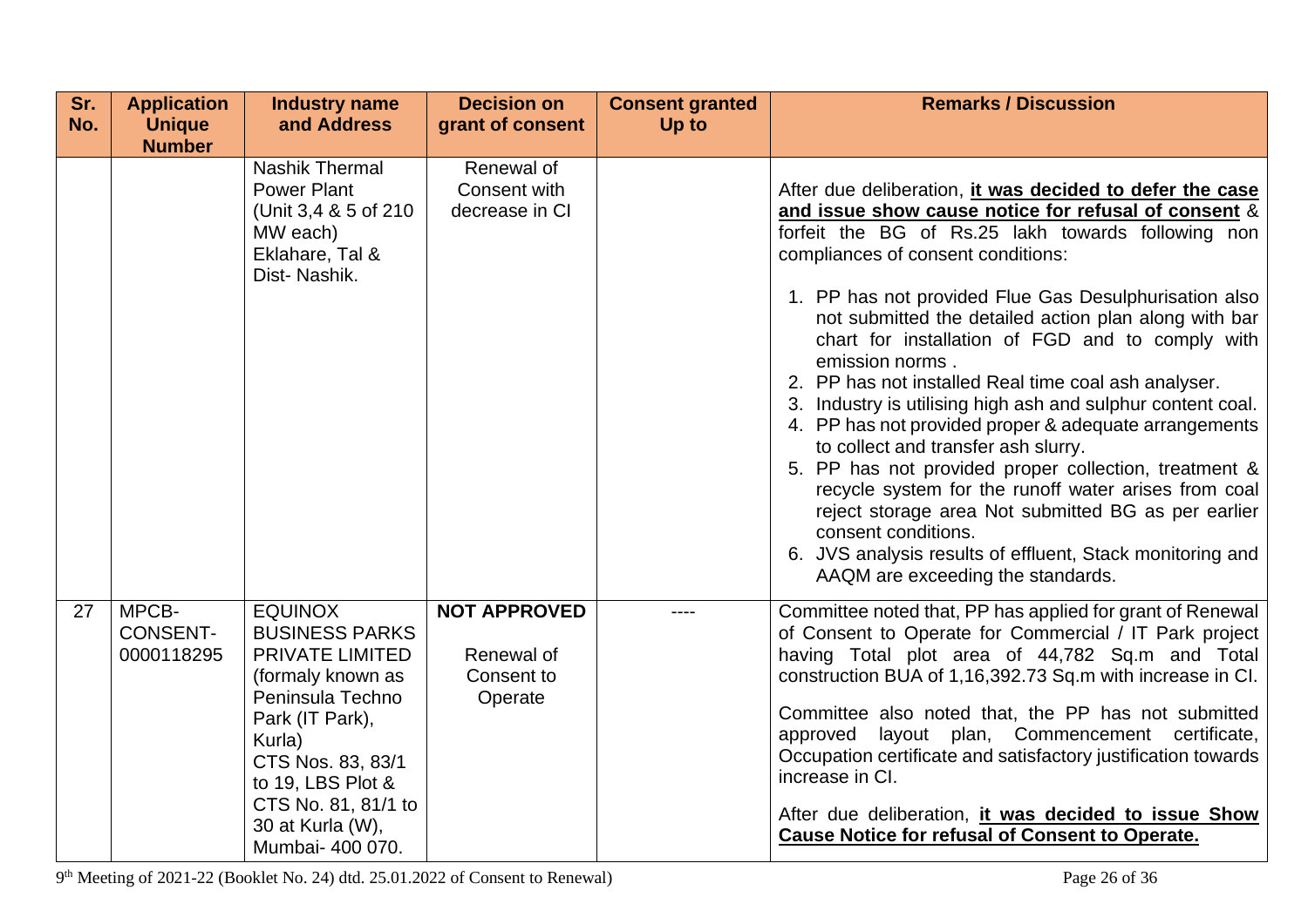| Sr. No. | Application Unique Number | Industry name and Address | Decision on grant of consent | Consent granted Up to | Remarks / Discussion |
|---|---|---|---|---|---|
| | | Nashik Thermal Power Plant (Unit 3,4 & 5 of 210 MW each) Eklahare, Tal & Dist- Nashik. | Renewal of Consent with decrease in CI | | After due deliberation, **it was decided to defer the case and issue show cause notice for refusal of consent** & forfeit the BG of Rs.25 lakh towards following non compliances of consent conditions:<br><br>1. PP has not provided Flue Gas Desulphurisation also not submitted the detailed action plan along with bar chart for installation of FGD and to comply with emission norms .<br>2. PP has not installed Real time coal ash analyser.<br>3. Industry is utilising high ash and sulphur content coal.<br>4. PP has not provided proper & adequate arrangements to collect and transfer ash slurry.<br>5. PP has not provided proper collection, treatment & recycle system for the runoff water arises from coal reject storage area Not submitted BG as per earlier consent conditions.<br>6. JVS analysis results of effluent, Stack monitoring and AAQM are exceeding the standards. |
| 27 | MPCB-CONSENT-0000118295 | EQUINOX BUSINESS PARKS PRIVATE LIMITED (formaly known as Peninsula Techno Park (IT Park), Kurla) CTS Nos. 83, 83/1 to 19, LBS Plot & CTS No. 81, 81/1 to 30 at Kurla (W), Mumbai- 400 070. | **NOT APPROVED**<br><br>Renewal of Consent to Operate | ---- | Committee noted that, PP has applied for grant of Renewal of Consent to Operate for Commercial / IT Park project having Total plot area of 44,782 Sq.m and Total construction BUA of 1,16,392.73 Sq.m with increase in CI.<br><br>Committee also noted that, the PP has not submitted approved layout plan, Commencement certificate, Occupation certificate and satisfactory justification towards increase in CI.<br><br>After due deliberation, **it was decided to issue Show Cause Notice for refusal of Consent to Operate.** |

9[th] Meeting of 2021-22 (Booklet No. 24) dtd. 25.01.2022 of Consent to Renewal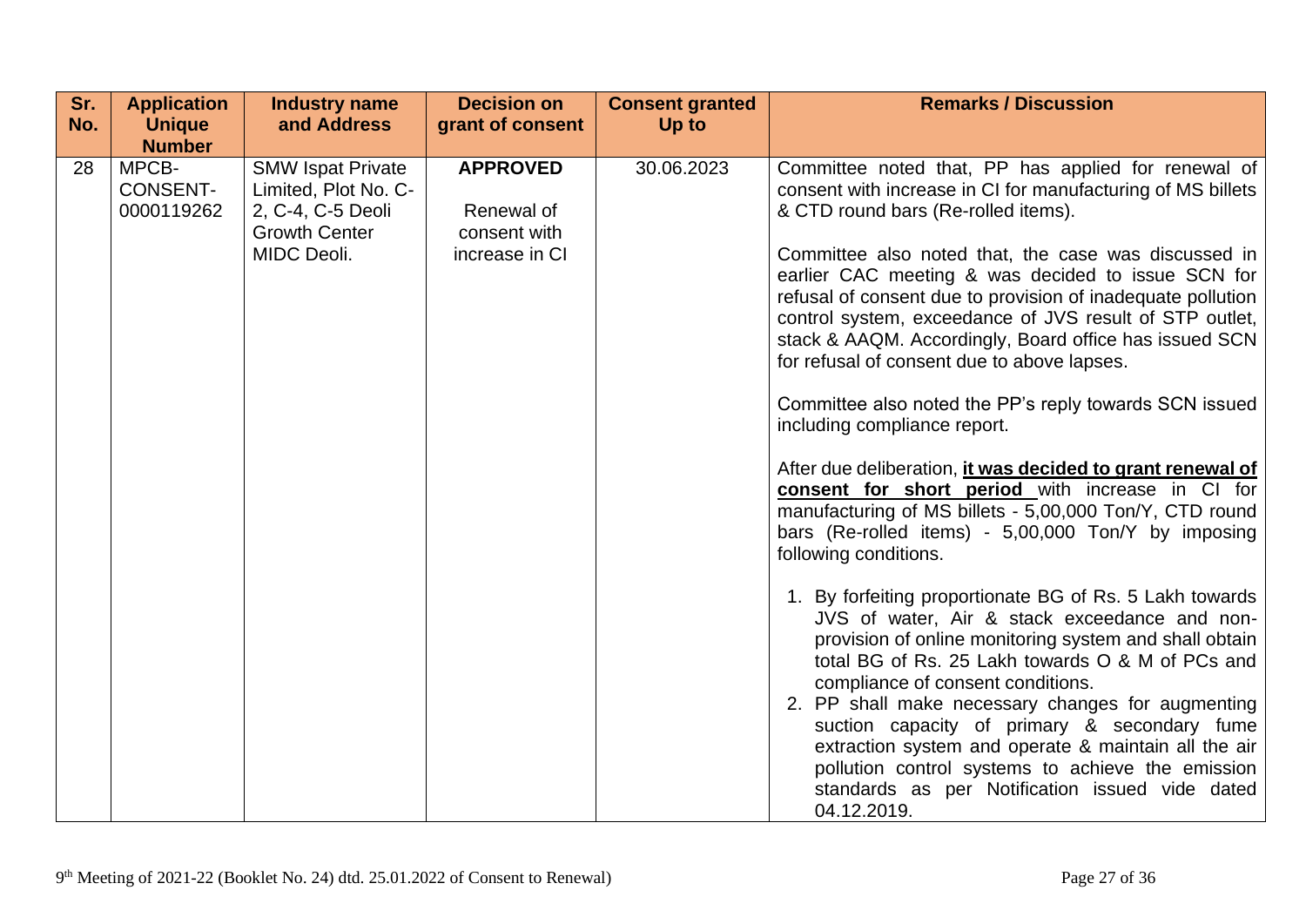| Sr. No. | Application Unique Number | Industry name and Address | Decision on grant of consent | Consent granted Up to | Remarks / Discussion |
|---|---|---|---|---|---|
| 28 | MPCB-CONSENT-0000119262 | SMW Ispat Private Limited, Plot No. C-2, C-4, C-5 Deoli Growth Center MIDC Deoli. | **APPROVED**<br><br>Renewal of consent with increase in CI | 30.06.2023 | Committee noted that, PP has applied for renewal of consent with increase in CI for manufacturing of MS billets & CTD round bars (Re-rolled items).<br><br>Committee also noted that, the case was discussed in earlier CAC meeting & was decided to issue SCN for refusal of consent due to provision of inadequate pollution control system, exceedance of JVS result of STP outlet, stack & AAQM. Accordingly, Board office has issued SCN for refusal of consent due to above lapses.<br><br>Committee also noted the PP's reply towards SCN issued including compliance report.<br><br>After due deliberation, **it was decided to grant renewal of consent for short period** with increase in CI for manufacturing of MS billets - 5,00,000 Ton/Y, CTD round bars (Re-rolled items) - 5,00,000 Ton/Y by imposing following conditions.<br><br>1. By forfeiting proportionate BG of Rs. 5 Lakh towards JVS of water, Air & stack exceedance and non-provision of online monitoring system and shall obtain total BG of Rs. 25 Lakh towards O & M of PCs and compliance of consent conditions.<br>2. PP shall make necessary changes for augmenting suction capacity of primary & secondary fume extraction system and operate & maintain all the air pollution control systems to achieve the emission standards as per Notification issued vide dated 04.12.2019. |

9th Meeting of 2021-22 (Booklet No. 24) dtd. 25.01.2022 of Consent to Renewal)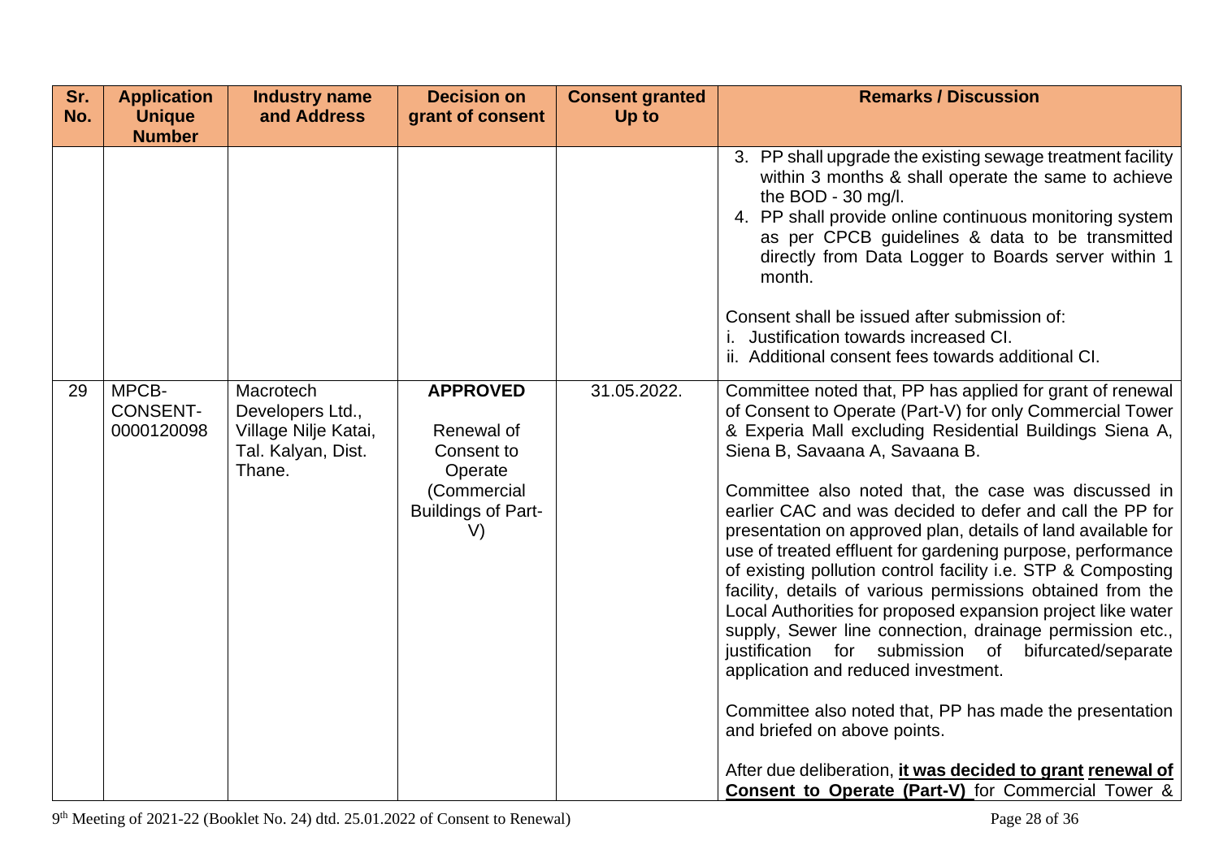| Sr. No. | Application Unique Number | Industry name and Address | Decision on grant of consent | Consent granted Up to | Remarks / Discussion |
|---|---|---|---|---|---|
| | | | | | 3. PP shall upgrade the existing sewage treatment facility within 3 months & shall operate the same to achieve the BOD - 30 mg/l.<br>4. PP shall provide online continuous monitoring system as per CPCB guidelines & data to be transmitted directly from Data Logger to Boards server within 1 month.<br><br>Consent shall be issued after submission of:<br>i. Justification towards increased CI.<br>ii. Additional consent fees towards additional CI. |
| 29 | MPCB-CONSENT-0000120098 | Macrotech Developers Ltd., Village Nilje Katai, Tal. Kalyan, Dist. Thane. | **APPROVED**<br><br>Renewal of Consent to Operate (Commercial Buildings of Part-V) | 31.05.2022. | Committee noted that, PP has applied for grant of renewal of Consent to Operate (Part-V) for only Commercial Tower & Experia Mall excluding Residential Buildings Siena A, Siena B, Savaana A, Savaana B.<br><br>Committee also noted that, the case was discussed in earlier CAC and was decided to defer and call the PP for presentation on approved plan, details of land available for use of treated effluent for gardening purpose, performance of existing pollution control facility i.e. STP & Composting facility, details of various permissions obtained from the Local Authorities for proposed expansion project like water supply, Sewer line connection, drainage permission etc., justification for submission of bifurcated/separate application and reduced investment.<br><br>Committee also noted that, PP has made the presentation and briefed on above points.<br><br>After due deliberation, **it was decided to grant renewal of Consent to Operate (Part-V)** for Commercial Tower & |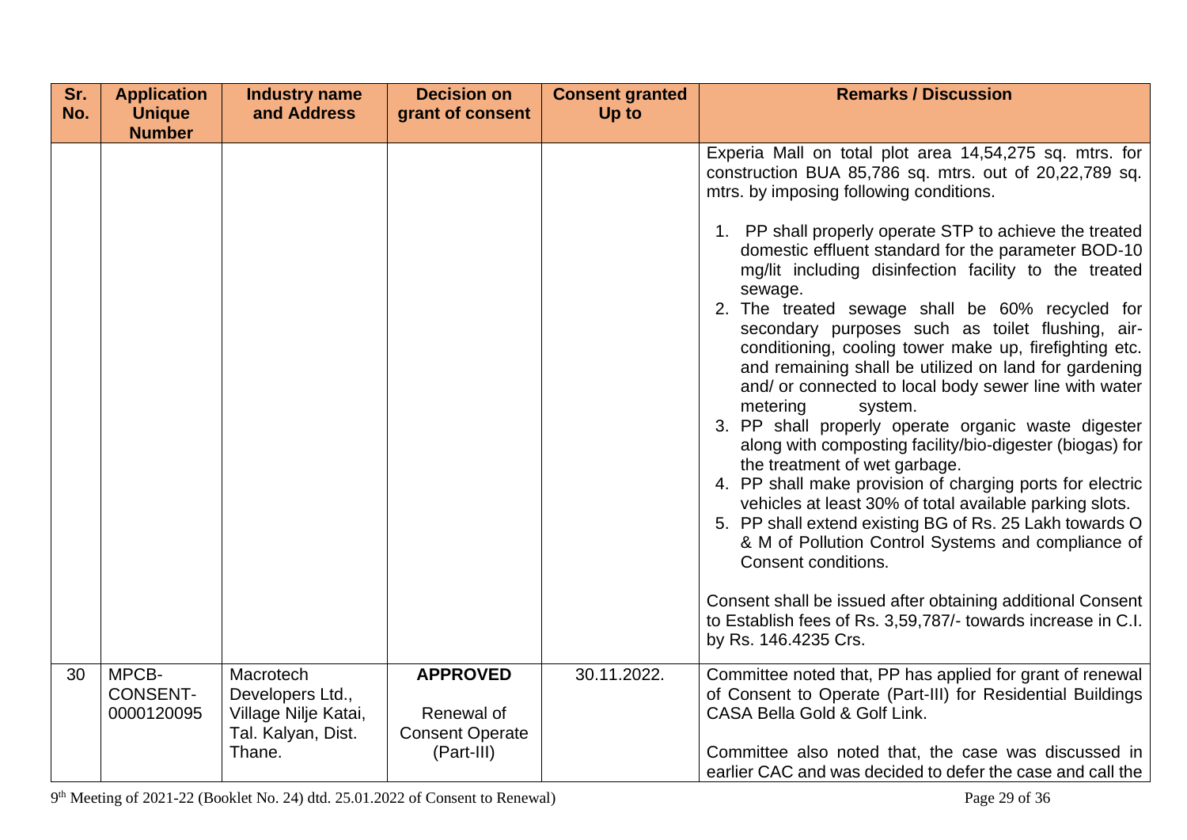| Sr. No. | Application Unique Number | Industry name and Address | Decision on grant of consent | Consent granted Up to | Remarks / Discussion |
|---|---|---|---|---|---|
| | | | | | Experia Mall on total plot area 14,54,275 sq. mtrs. for construction BUA 85,786 sq. mtrs. out of 20,22,789 sq. mtrs. by imposing following conditions.<br><br>1. PP shall properly operate STP to achieve the treated domestic effluent standard for the parameter BOD-10 mg/lit including disinfection facility to the treated sewage.<br>2. The treated sewage shall be 60% recycled for secondary purposes such as toilet flushing, air-conditioning, cooling tower make up, firefighting etc. and remaining shall be utilized on land for gardening and/ or connected to local body sewer line with water metering system.<br>3. PP shall properly operate organic waste digester along with composting facility/bio-digester (biogas) for the treatment of wet garbage.<br>4. PP shall make provision of charging ports for electric vehicles at least 30% of total available parking slots.<br>5. PP shall extend existing BG of Rs. 25 Lakh towards O & M of Pollution Control Systems and compliance of Consent conditions.<br><br>Consent shall be issued after obtaining additional Consent to Establish fees of Rs. 3,59,787/- towards increase in C.I. by Rs. 146.4235 Crs. |
| 30 | MPCB-CONSENT-0000120095 | Macrotech Developers Ltd., Village Nilje Katai, Tal. Kalyan, Dist. Thane. | **APPROVED**<br><br>Renewal of Consent Operate (Part-III) | 30.11.2022. | Committee noted that, PP has applied for grant of renewal of Consent to Operate (Part-III) for Residential Buildings CASA Bella Gold & Golf Link.<br><br>Committee also noted that, the case was discussed in earlier CAC and was decided to defer the case and call the |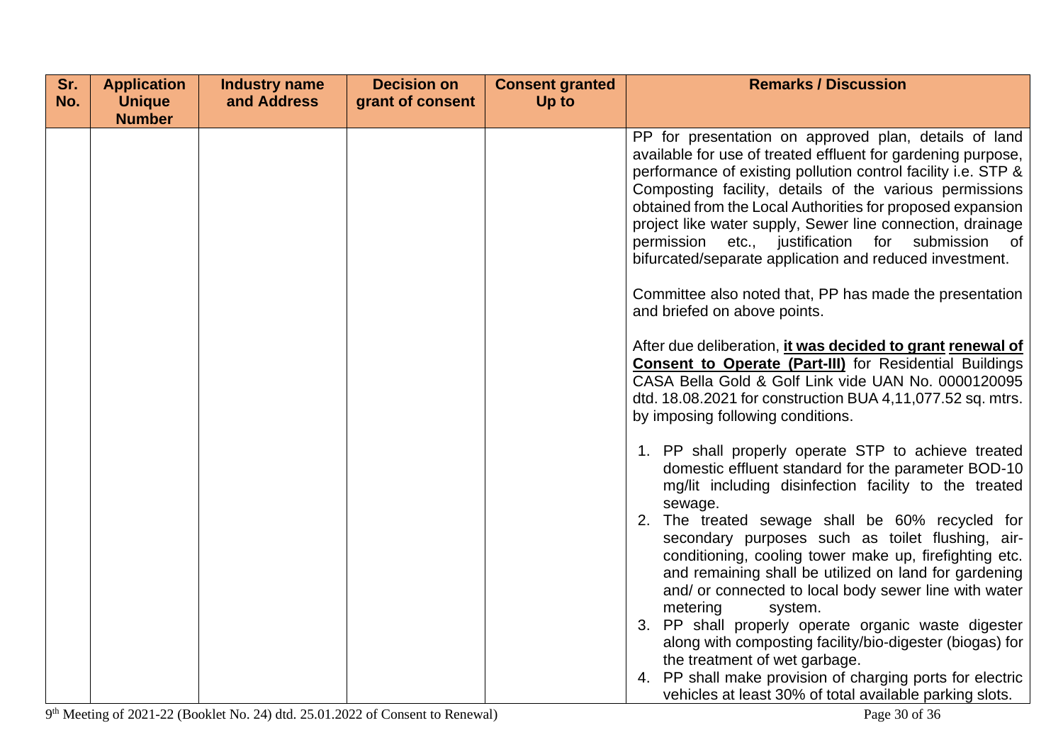| Sr. No. | Application Unique Number | Industry name and Address | Decision on grant of consent | Consent granted Up to | Remarks / Discussion |
|---|---|---|---|---|---|
| | | | | | PP for presentation on approved plan, details of land available for use of treated effluent for gardening purpose, performance of existing pollution control facility i.e. STP & Composting facility, details of the various permissions obtained from the Local Authorities for proposed expansion project like water supply, Sewer line connection, drainage permission etc., justification for submission of bifurcated/separate application and reduced investment.<br><br>Committee also noted that, PP has made the presentation and briefed on above points.<br><br>After due deliberation, **<u>it was decided to grant</u> <u>renewal of Consent to Operate (Part-III)</u>** for Residential Buildings CASA Bella Gold & Golf Link vide UAN No. 0000120095 dtd. 18.08.2021 for construction BUA 4,11,077.52 sq. mtrs. by imposing following conditions.<br><br>1. PP shall properly operate STP to achieve treated domestic effluent standard for the parameter BOD-10 mg/lit including disinfection facility to the treated sewage.<br>2. The treated sewage shall be 60% recycled for secondary purposes such as toilet flushing, air-conditioning, cooling tower make up, firefighting etc. and remaining shall be utilized on land for gardening and/ or connected to local body sewer line with water metering system.<br>3. PP shall properly operate organic waste digester along with composting facility/bio-digester (biogas) for the treatment of wet garbage.<br>4. PP shall make provision of charging ports for electric vehicles at least 30% of total available parking slots. |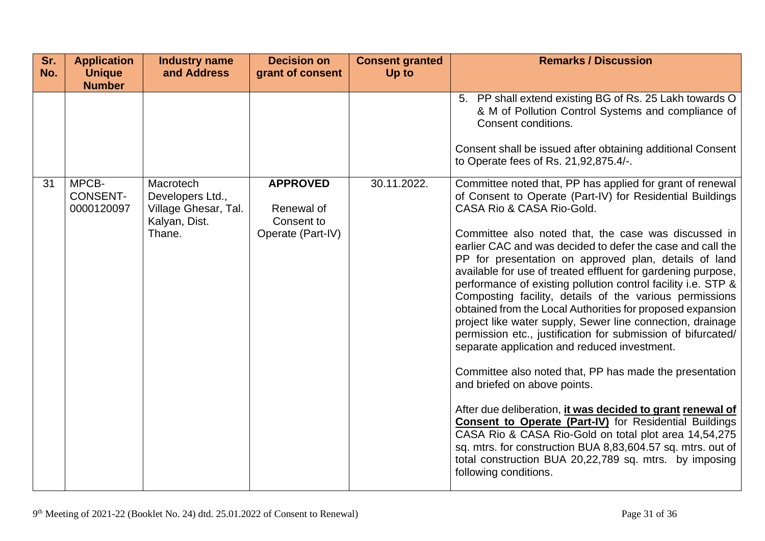| Sr. No. | Application Unique Number | Industry name and Address | Decision on grant of consent | Consent granted Up to | Remarks / Discussion |
|---|---|---|---|---|---|
| | | | | | 5. PP shall extend existing BG of Rs. 25 Lakh towards O & M of Pollution Control Systems and compliance of Consent conditions.<br><br>Consent shall be issued after obtaining additional Consent to Operate fees of Rs. 21,92,875.4/-. |
| 31 | MPCB-CONSENT-0000120097 | Macrotech Developers Ltd., Village Ghesar, Tal. Kalyan, Dist. Thane. | **APPROVED**<br><br>Renewal of Consent to Operate (Part-IV) | 30.11.2022. | Committee noted that, PP has applied for grant of renewal of Consent to Operate (Part-IV) for Residential Buildings CASA Rio & CASA Rio-Gold.<br><br>Committee also noted that, the case was discussed in earlier CAC and was decided to defer the case and call the PP for presentation on approved plan, details of land available for use of treated effluent for gardening purpose, performance of existing pollution control facility i.e. STP & Composting facility, details of the various permissions obtained from the Local Authorities for proposed expansion project like water supply, Sewer line connection, drainage permission etc., justification for submission of bifurcated/ separate application and reduced investment.<br><br>Committee also noted that, PP has made the presentation and briefed on above points.<br><br>After due deliberation, **it was decided to grant renewal of Consent to Operate (Part-IV)** for Residential Buildings CASA Rio & CASA Rio-Gold on total plot area 14,54,275 sq. mtrs. for construction BUA 8,83,604.57 sq. mtrs. out of total construction BUA 20,22,789 sq. mtrs. by imposing following conditions. |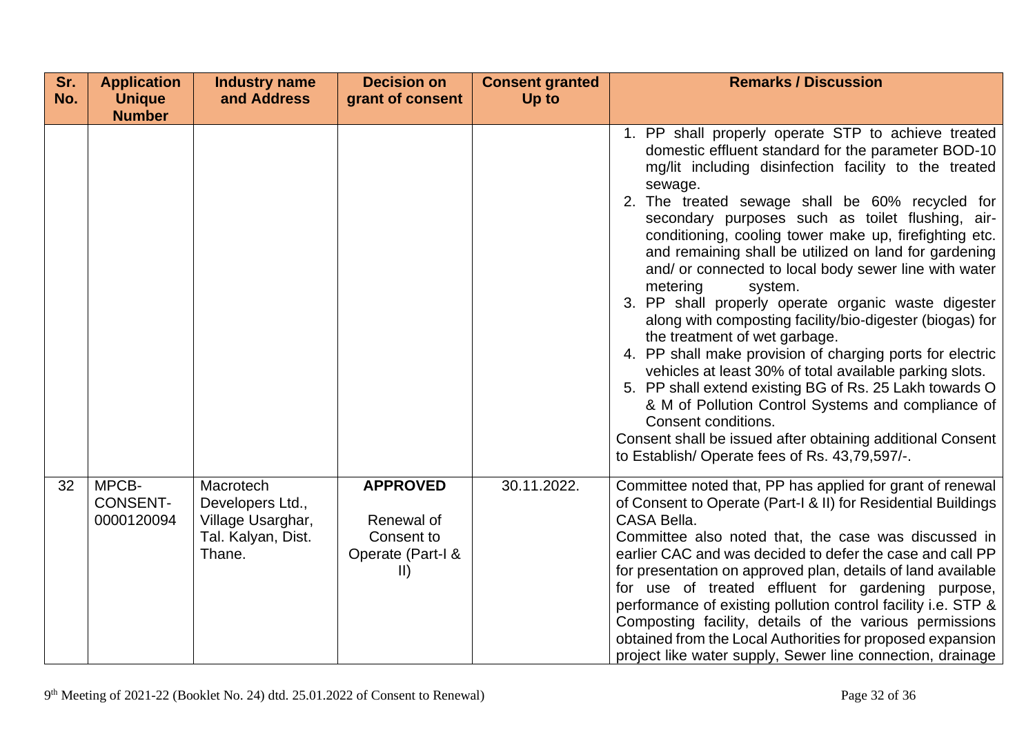| Sr. No. | Application Unique Number | Industry name and Address | Decision on grant of consent | Consent granted Up to | Remarks / Discussion |
|---|---|---|---|---|---|
| | | | | | 1. PP shall properly operate STP to achieve treated domestic effluent standard for the parameter BOD-10 mg/lit including disinfection facility to the treated sewage.<br>2. The treated sewage shall be 60% recycled for secondary purposes such as toilet flushing, air-conditioning, cooling tower make up, firefighting etc. and remaining shall be utilized on land for gardening and/ or connected to local body sewer line with water metering system.<br>3. PP shall properly operate organic waste digester along with composting facility/bio-digester (biogas) for the treatment of wet garbage.<br>4. PP shall make provision of charging ports for electric vehicles at least 30% of total available parking slots.<br>5. PP shall extend existing BG of Rs. 25 Lakh towards O & M of Pollution Control Systems and compliance of Consent conditions.<br>Consent shall be issued after obtaining additional Consent to Establish/ Operate fees of Rs. 43,79,597/-. |
| 32 | MPCB-CONSENT-0000120094 | Macrotech Developers Ltd., Village Usarghar, Tal. Kalyan, Dist. Thane. | **APPROVED**<br>Renewal of Consent to Operate (Part-I & II) | 30.11.2022. | Committee noted that, PP has applied for grant of renewal of Consent to Operate (Part-I & II) for Residential Buildings CASA Bella.<br>Committee also noted that, the case was discussed in earlier CAC and was decided to defer the case and call PP for presentation on approved plan, details of land available for use of treated effluent for gardening purpose, performance of existing pollution control facility i.e. STP & Composting facility, details of the various permissions obtained from the Local Authorities for proposed expansion project like water supply, Sewer line connection, drainage |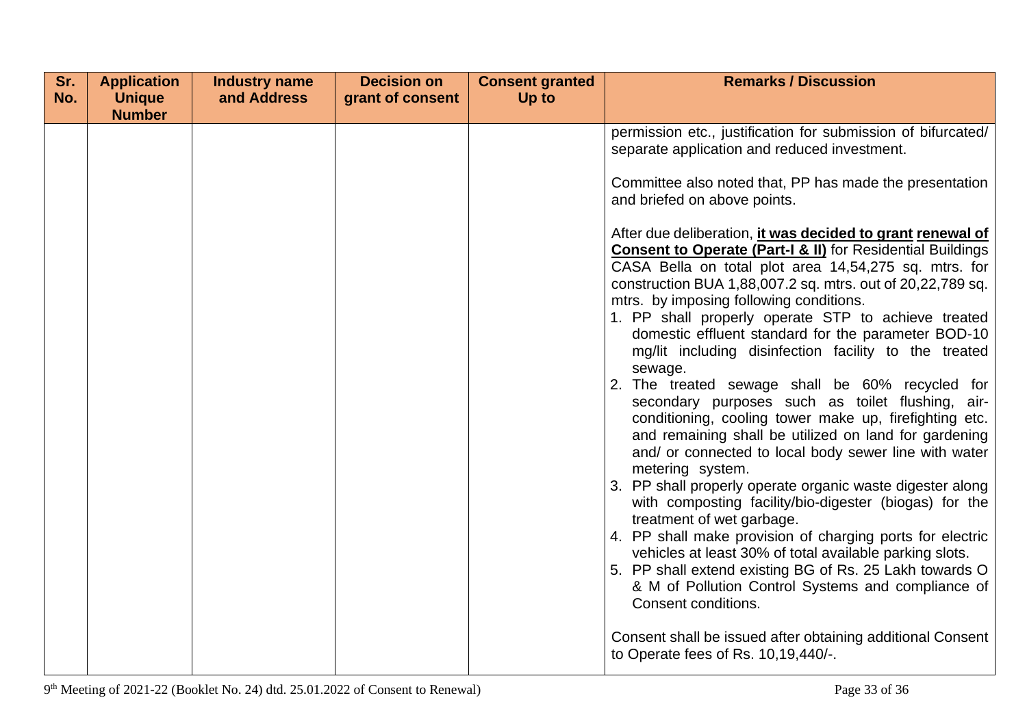| Sr. No. | Application Unique Number | Industry name and Address | Decision on grant of consent | Consent granted Up to | Remarks / Discussion |
|---|---|---|---|---|---|
| | | | | | permission etc., justification for submission of bifurcated/ separate application and reduced investment.<br><br>Committee also noted that, PP has made the presentation and briefed on above points.<br><br>After due deliberation, **it was decided to grant renewal of Consent to Operate (Part-I & II)** for Residential Buildings CASA Bella on total plot area 14,54,275 sq. mtrs. for construction BUA 1,88,007.2 sq. mtrs. out of 20,22,789 sq. mtrs. by imposing following conditions.<br>1. PP shall properly operate STP to achieve treated domestic effluent standard for the parameter BOD-10 mg/lit including disinfection facility to the treated sewage.<br>2. The treated sewage shall be 60% recycled for secondary purposes such as toilet flushing, air-conditioning, cooling tower make up, firefighting etc. and remaining shall be utilized on land for gardening and/ or connected to local body sewer line with water metering system.<br>3. PP shall properly operate organic waste digester along with composting facility/bio-digester (biogas) for the treatment of wet garbage.<br>4. PP shall make provision of charging ports for electric vehicles at least 30% of total available parking slots.<br>5. PP shall extend existing BG of Rs. 25 Lakh towards O & M of Pollution Control Systems and compliance of Consent conditions.<br><br>Consent shall be issued after obtaining additional Consent to Operate fees of Rs. 10,19,440/-. |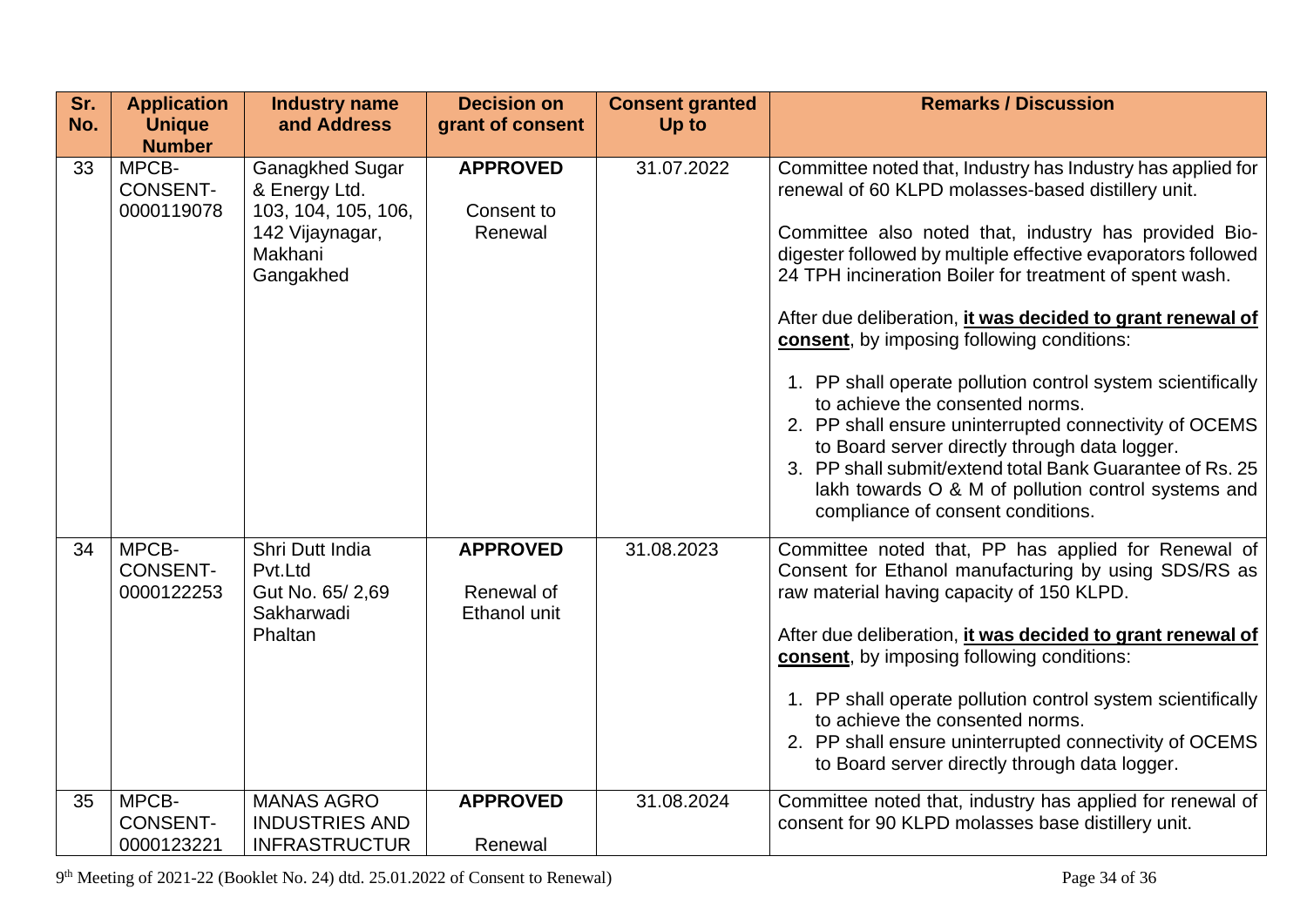| Sr. No. | Application Unique Number | Industry name and Address | Decision on grant of consent | Consent granted Up to | Remarks / Discussion |
|---|---|---|---|---|---|
| 33 | MPCB-CONSENT-0000119078 | Ganagkhed Sugar & Energy Ltd. 103, 104, 105, 106, 142 Vijaynagar, Makhani Gangakhed | **APPROVED** Consent to Renewal | 31.07.2022 | Committee noted that, Industry has Industry has applied for renewal of 60 KLPD molasses-based distillery unit. <br><br> Committee also noted that, industry has provided Bio-digester followed by multiple effective evaporators followed 24 TPH incineration Boiler for treatment of spent wash. <br><br> After due deliberation, **it was decided to grant renewal of consent**, by imposing following conditions: <br><br> 1. PP shall operate pollution control system scientifically to achieve the consented norms. <br> 2. PP shall ensure uninterrupted connectivity of OCEMS to Board server directly through data logger. <br> 3. PP shall submit/extend total Bank Guarantee of Rs. 25 lakh towards O & M of pollution control systems and compliance of consent conditions. |
| 34 | MPCB-CONSENT-0000122253 | Shri Dutt India Pvt.Ltd Gut No. 65/ 2,69 Sakharwadi Phaltan | **APPROVED** Renewal of Ethanol unit | 31.08.2023 | Committee noted that, PP has applied for Renewal of Consent for Ethanol manufacturing by using SDS/RS as raw material having capacity of 150 KLPD. <br><br> After due deliberation, **it was decided to grant renewal of consent**, by imposing following conditions: <br><br> 1. PP shall operate pollution control system scientifically to achieve the consented norms. <br> 2. PP shall ensure uninterrupted connectivity of OCEMS to Board server directly through data logger. |
| 35 | MPCB-CONSENT-0000123221 | MANAS AGRO INDUSTRIES AND INFRASTRUCTUR | **APPROVED** Renewal | 31.08.2024 | Committee noted that, industry has applied for renewal of consent for 90 KLPD molasses base distillery unit. |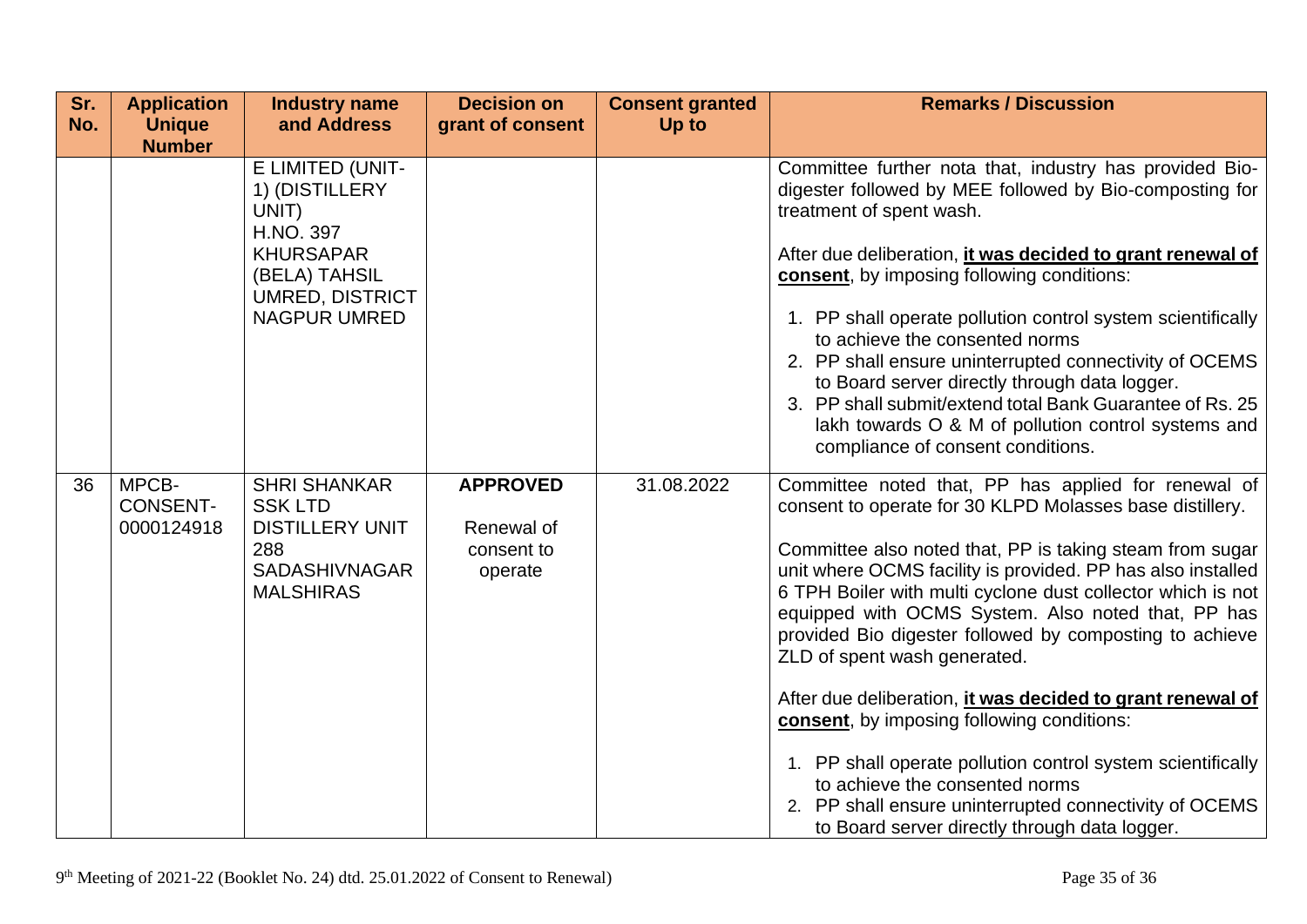| Sr. No. | Application Unique Number | Industry name and Address | Decision on grant of consent | Consent granted Up to | Remarks / Discussion |
|---|---|---|---|---|---|
| | | E LIMITED (UNIT-1) (DISTILLERY UNIT) H.NO. 397 KHURSAPAR (BELA) TAHSIL UMRED, DISTRICT NAGPUR UMRED | | | Committee further nota that, industry has provided Bio-digester followed by MEE followed by Bio-composting for treatment of spent wash.<br><br>After due deliberation, **it was decided to grant renewal of consent**, by imposing following conditions:<br><br>1. PP shall operate pollution control system scientifically to achieve the consented norms<br>2. PP shall ensure uninterrupted connectivity of OCEMS to Board server directly through data logger.<br>3. PP shall submit/extend total Bank Guarantee of Rs. 25 lakh towards O & M of pollution control systems and compliance of consent conditions. |
| 36 | MPCB-CONSENT-0000124918 | SHRI SHANKAR SSK LTD DISTILLERY UNIT 288 SADASHIVNAGAR MALSHIRAS | **APPROVED**<br><br>Renewal of consent to operate | 31.08.2022 | Committee noted that, PP has applied for renewal of consent to operate for 30 KLPD Molasses base distillery.<br><br>Committee also noted that, PP is taking steam from sugar unit where OCMS facility is provided. PP has also installed 6 TPH Boiler with multi cyclone dust collector which is not equipped with OCMS System. Also noted that, PP has provided Bio digester followed by composting to achieve ZLD of spent wash generated.<br><br>After due deliberation, **it was decided to grant renewal of consent**, by imposing following conditions:<br><br>1. PP shall operate pollution control system scientifically to achieve the consented norms<br>2. PP shall ensure uninterrupted connectivity of OCEMS to Board server directly through data logger. |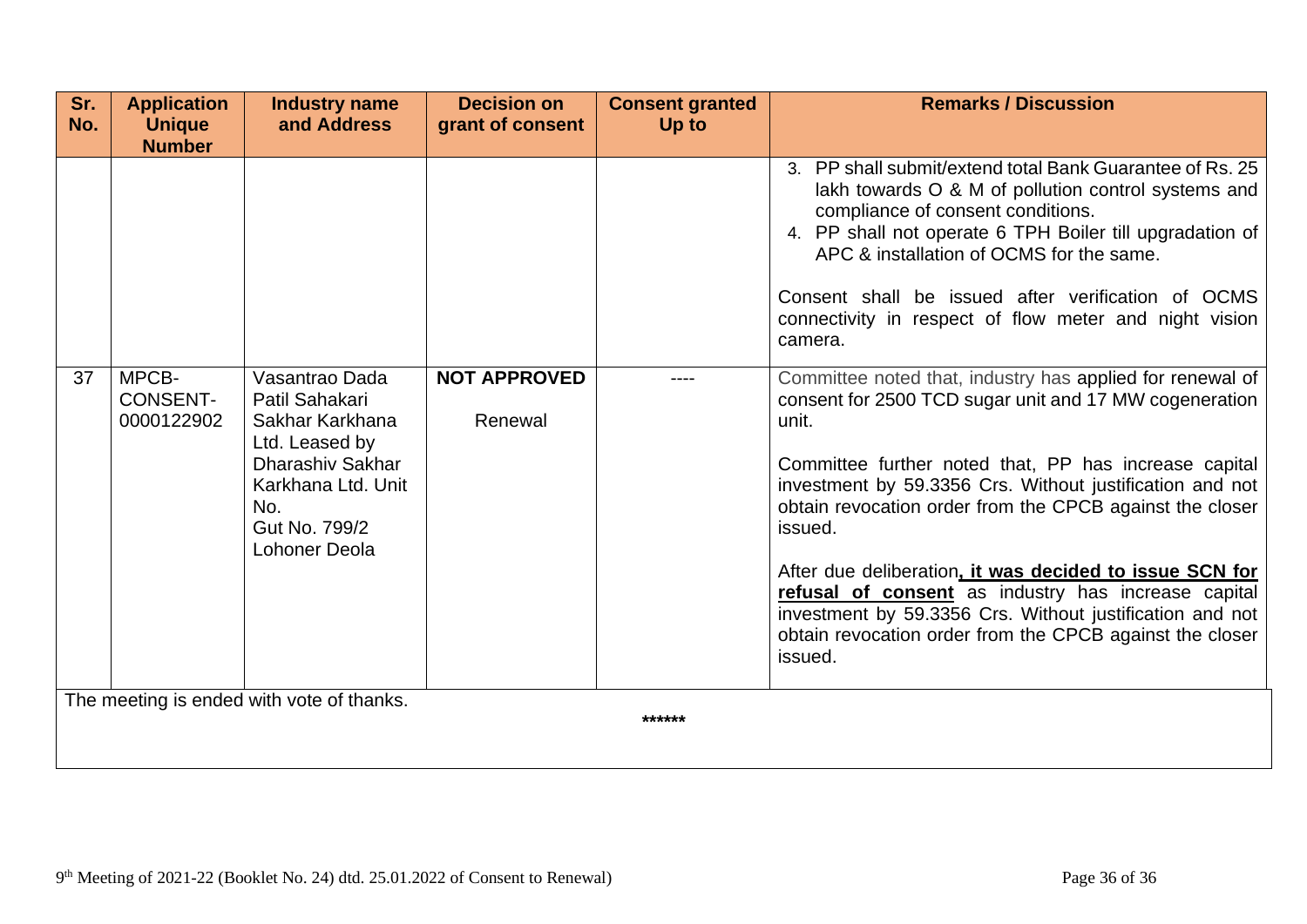| Sr. No. | Application Unique Number | Industry name and Address | Decision on grant of consent | Consent granted Up to | Remarks / Discussion |
|---|---|---|---|---|---|
| | | | | | 3. PP shall submit/extend total Bank Guarantee of Rs. 25 lakh towards O & M of pollution control systems and compliance of consent conditions.<br>4. PP shall not operate 6 TPH Boiler till upgradation of APC & installation of OCMS for the same.<br><br>Consent shall be issued after verification of OCMS connectivity in respect of flow meter and night vision camera. |
| 37 | MPCB-CONSENT-0000122902 | Vasantrao Dada Patil Sahakari Sakhar Karkhana Ltd. Leased by Dharashiv Sakhar Karkhana Ltd. Unit No. Gut No. 799/2 Lohoner Deola | **NOT APPROVED**<br><br>Renewal | ---- | Committee noted that, industry has applied for renewal of consent for 2500 TCD sugar unit and 17 MW cogeneration unit.<br><br>Committee further noted that, PP has increase capital investment by 59.3356 Crs. Without justification and not obtain revocation order from the CPCB against the closer issued.<br><br>After due deliberation**, it was decided to issue SCN for refusal of consent** as industry has increase capital investment by 59.3356 Crs. Without justification and not obtain revocation order from the CPCB against the closer issued. |

The meeting is ended with vote of thanks.

******